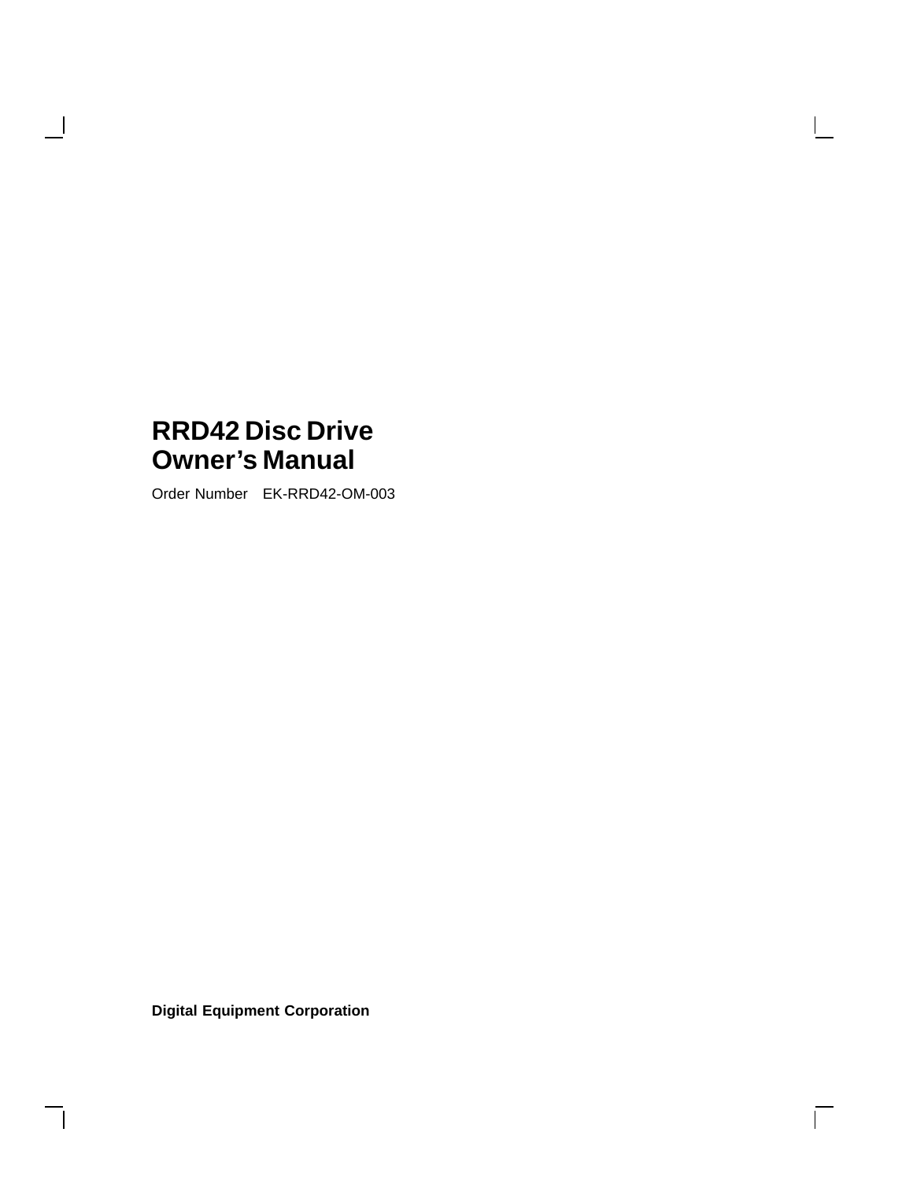# RRD42 Disc Drive Owner's Manual

Order Number EK-RRD42-OM-003

**Digital Equipment Corporation**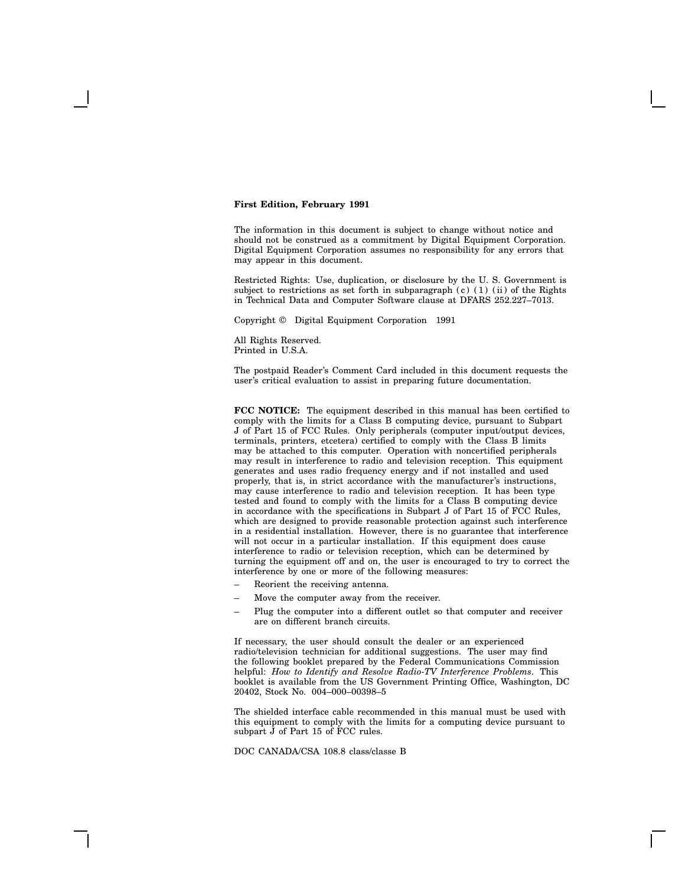**First Edition, February 1991**

The information in this document is subject to change without notice and should not be construed as a commitment by Digital Equipment Corporation. Digital Equipment Corporation assumes no responsibility for any errors that may appear in this document.

Restricted Rights: Use, duplication, or disclosure by the U. S. Government is subject to restrictions as set forth in subparagraph (c) (1) (ii) of the Rights in Technical Data and Computer Software clause at DFARS 252.227–7013.

Copyright © Digital Equipment Corporation 1991

All Rights Reserved.
Printed in U.S.A.

The postpaid Reader's Comment Card included in this document requests the user's critical evaluation to assist in preparing future documentation.

**FCC NOTICE:** The equipment described in this manual has been certified to comply with the limits for a Class B computing device, pursuant to Subpart J of Part 15 of FCC Rules. Only peripherals (computer input/output devices, terminals, printers, etcetera) certified to comply with the Class B limits may be attached to this computer. Operation with noncertified peripherals may result in interference to radio and television reception. This equipment generates and uses radio frequency energy and if not installed and used properly, that is, in strict accordance with the manufacturer's instructions, may cause interference to radio and television reception. It has been type tested and found to comply with the limits for a Class B computing device in accordance with the specifications in Subpart J of Part 15 of FCC Rules, which are designed to provide reasonable protection against such interference in a residential installation. However, there is no guarantee that interference will not occur in a particular installation. If this equipment does cause interference to radio or television reception, which can be determined by turning the equipment off and on, the user is encouraged to try to correct the interference by one or more of the following measures:

- Reorient the receiving antenna.
- Move the computer away from the receiver.
- Plug the computer into a different outlet so that computer and receiver are on different branch circuits.

If necessary, the user should consult the dealer or an experienced radio/television technician for additional suggestions. The user may find the following booklet prepared by the Federal Communications Commission helpful: *How to Identify and Resolve Radio-TV Interference Problems*. This booklet is available from the US Government Printing Office, Washington, DC 20402, Stock No. 004–000–00398–5

The shielded interface cable recommended in this manual must be used with this equipment to comply with the limits for a computing device pursuant to subpart J of Part 15 of FCC rules.

DOC CANADA/CSA 108.8 class/classe B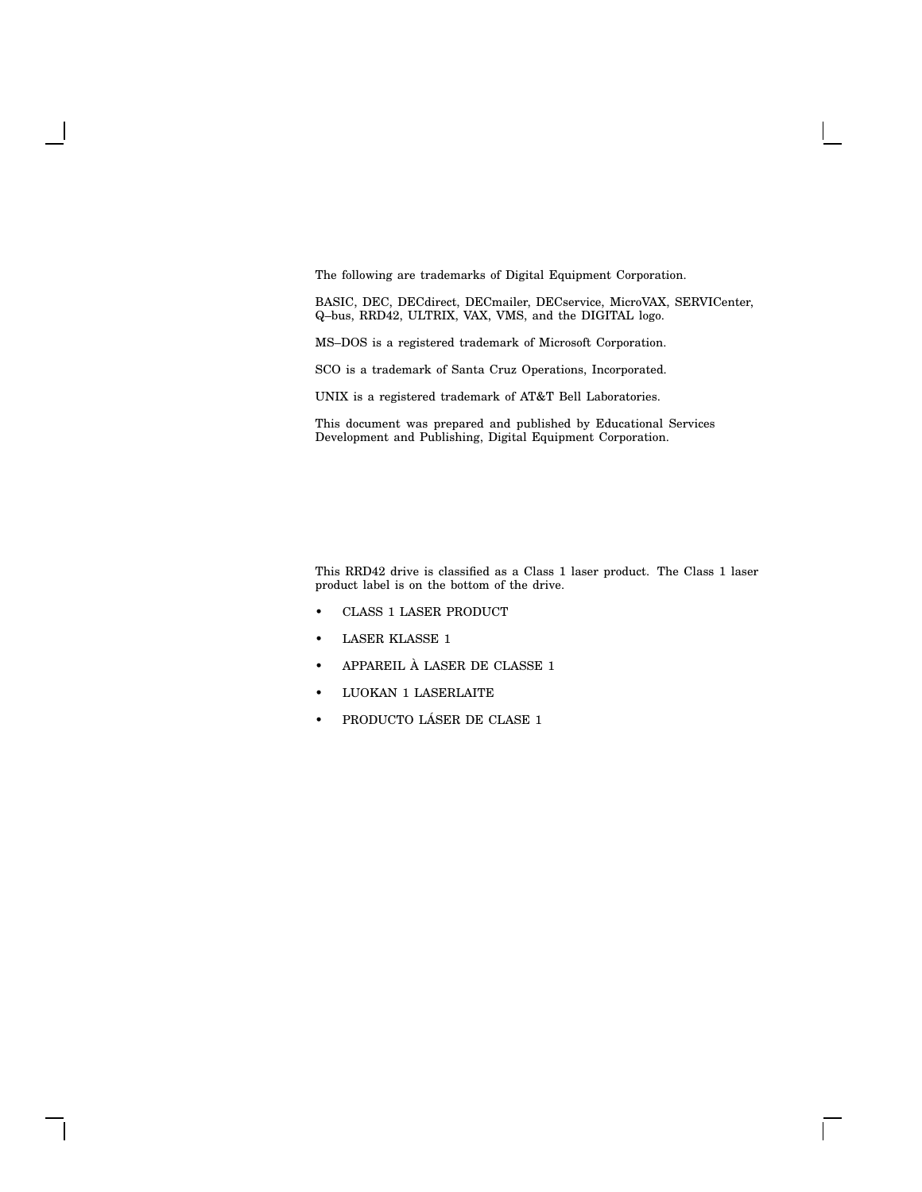The following are trademarks of Digital Equipment Corporation.

BASIC, DEC, DECdirect, DECmailer, DECservice, MicroVAX, SERVICenter, Q–bus, RRD42, ULTRIX, VAX, VMS, and the DIGITAL logo.

MS–DOS is a registered trademark of Microsoft Corporation.

SCO is a trademark of Santa Cruz Operations, Incorporated.

UNIX is a registered trademark of AT&T Bell Laboratories.

This document was prepared and published by Educational Services Development and Publishing, Digital Equipment Corporation.

This RRD42 drive is classified as a Class 1 laser product. The Class 1 laser product label is on the bottom of the drive.

- CLASS 1 LASER PRODUCT
- LASER KLASSE 1
- APPAREIL À LASER DE CLASSE 1
- LUOKAN 1 LASERLAITE
- PRODUCTO LÁSER DE CLASE 1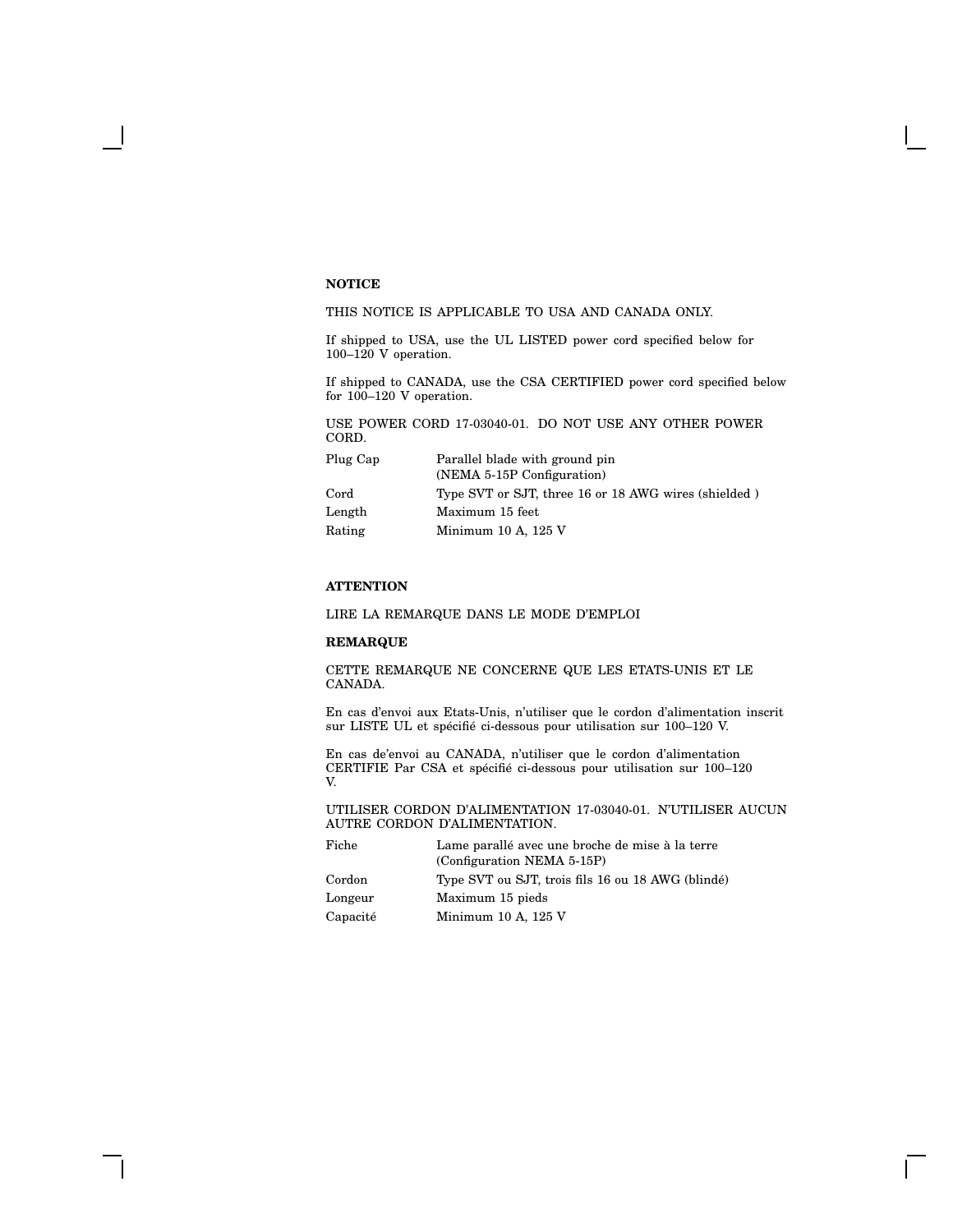**NOTICE**

THIS NOTICE IS APPLICABLE TO USA AND CANADA ONLY.

If shipped to USA, use the UL LISTED power cord specified below for 100–120 V operation.

If shipped to CANADA, use the CSA CERTIFIED power cord specified below for 100–120 V operation.

USE POWER CORD 17-03040-01. DO NOT USE ANY OTHER POWER CORD.

| | |
|---|---|
| Plug Cap | Parallel blade with ground pin (NEMA 5-15P Configuration) |
| Cord | Type SVT or SJT, three 16 or 18 AWG wires (shielded ) |
| Length | Maximum 15 feet |
| Rating | Minimum 10 A, 125 V |

**ATTENTION**

LIRE LA REMARQUE DANS LE MODE D'EMPLOI

**REMARQUE**

CETTE REMARQUE NE CONCERNE QUE LES ETATS-UNIS ET LE CANADA.

En cas d'envoi aux Etats-Unis, n'utiliser que le cordon d'alimentation inscrit sur LISTE UL et spécifié ci-dessous pour utilisation sur 100–120 V.

En cas de'envoi au CANADA, n'utiliser que le cordon d'alimentation CERTIFIE Par CSA et spécifié ci-dessous pour utilisation sur 100–120 V.

UTILISER CORDON D'ALIMENTATION 17-03040-01. N'UTILISER AUCUN AUTRE CORDON D'ALIMENTATION.

| | |
|---|---|
| Fiche | Lame parallé avec une broche de mise à la terre (Configuration NEMA 5-15P) |
| Cordon | Type SVT ou SJT, trois fils 16 ou 18 AWG (blindé) |
| Longeur | Maximum 15 pieds |
| Capacité | Minimum 10 A, 125 V |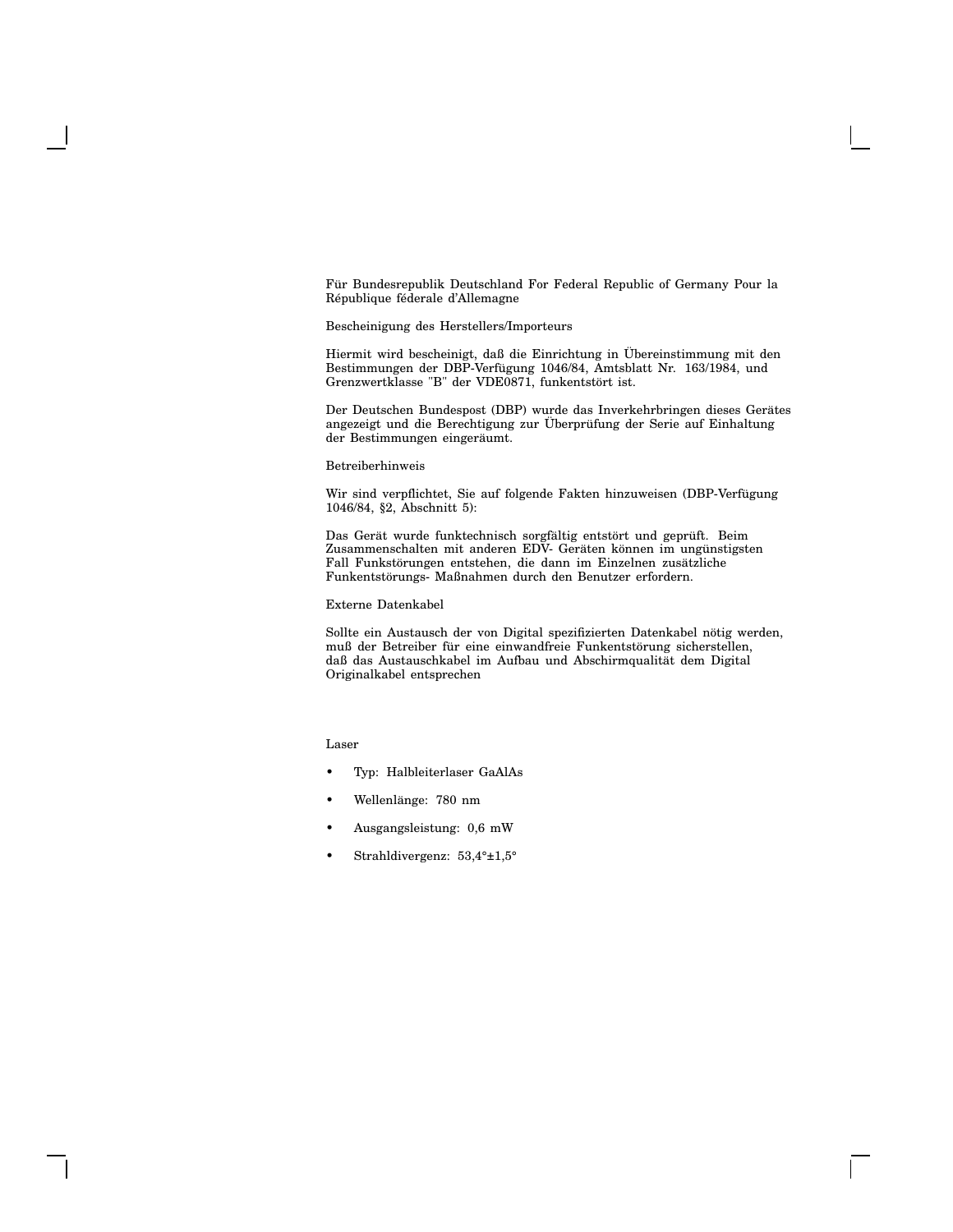Für Bundesrepublik Deutschland For Federal Republic of Germany Pour la République féderale d'Allemagne

Bescheinigung des Herstellers/Importeurs

Hiermit wird bescheinigt, daß die Einrichtung in Übereinstimmung mit den Bestimmungen der DBP-Verfügung 1046/84, Amtsblatt Nr. 163/1984, und Grenzwertklasse "B" der VDE0871, funkentstört ist.

Der Deutschen Bundespost (DBP) wurde das Inverkehrbringen dieses Gerätes angezeigt und die Berechtigung zur Überprüfung der Serie auf Einhaltung der Bestimmungen eingeräumt.

Betreiberhinweis

Wir sind verpflichtet, Sie auf folgende Fakten hinzuweisen (DBP-Verfügung 1046/84, §2, Abschnitt 5):

Das Gerät wurde funktechnisch sorgfältig entstört und geprüft. Beim Zusammenschalten mit anderen EDV- Geräten können im ungünstigsten Fall Funkstörungen entstehen, die dann im Einzelnen zusätzliche Funkentstörungs- Maßnahmen durch den Benutzer erfordern.

Externe Datenkabel

Sollte ein Austausch der von Digital spezifizierten Datenkabel nötig werden, muß der Betreiber für eine einwandfreie Funkentstörung sicherstellen, daß das Austauschkabel im Aufbau und Abschirmqualität dem Digital Originalkabel entsprechen

Laser

- Typ: Halbleiterlaser GaAlAs
- Wellenlänge: 780 nm
- Ausgangsleistung: 0,6 mW
- Strahldivergenz: 53,4°±1,5°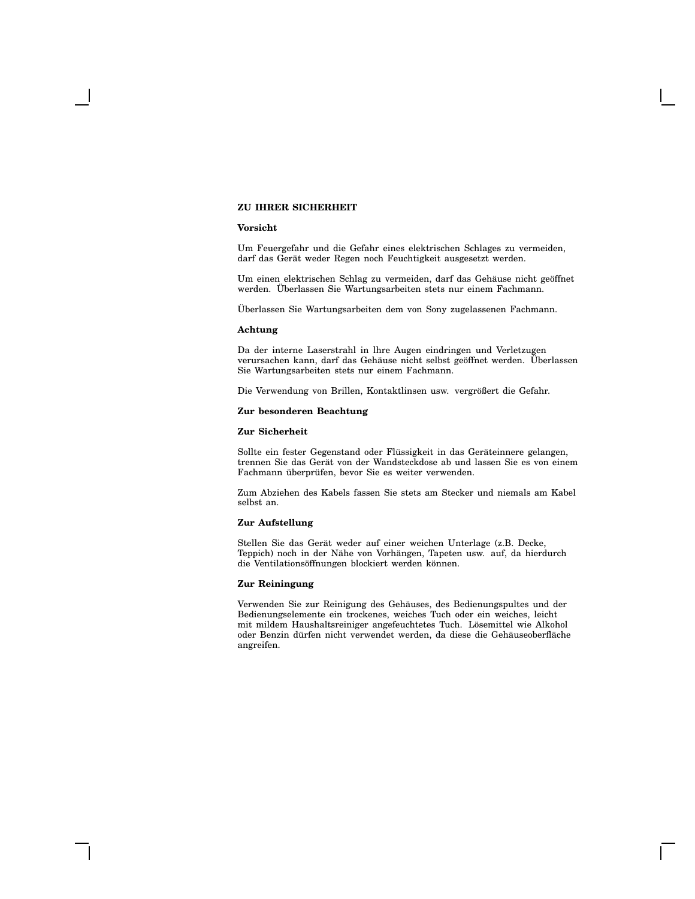## ZU IHRER SICHERHEIT

### Vorsicht

Um Feuergefahr und die Gefahr eines elektrischen Schlages zu vermeiden, darf das Gerät weder Regen noch Feuchtigkeit ausgesetzt werden.

Um einen elektrischen Schlag zu vermeiden, darf das Gehäuse nicht geöffnet werden. Überlassen Sie Wartungsarbeiten stets nur einem Fachmann.

Überlassen Sie Wartungsarbeiten dem von Sony zugelassenen Fachmann.

### Achtung

Da der interne Laserstrahl in lhre Augen eindringen und Verletzugen verursachen kann, darf das Gehäuse nicht selbst geöffnet werden. Überlassen Sie Wartungsarbeiten stets nur einem Fachmann.

Die Verwendung von Brillen, Kontaktlinsen usw. vergrößert die Gefahr.

### Zur besonderen Beachtung

#### Zur Sicherheit

Sollte ein fester Gegenstand oder Flüssigkeit in das Geräteinnere gelangen, trennen Sie das Gerät von der Wandsteckdose ab und lassen Sie es von einem Fachmann überprüfen, bevor Sie es weiter verwenden.

Zum Abziehen des Kabels fassen Sie stets am Stecker und niemals am Kabel selbst an.

#### Zur Aufstellung

Stellen Sie das Gerät weder auf einer weichen Unterlage (z.B. Decke, Teppich) noch in der Nähe von Vorhängen, Tapeten usw. auf, da hierdurch die Ventilationsöffnungen blockiert werden können.

#### Zur Reiningung

Verwenden Sie zur Reinigung des Gehäuses, des Bedienungspultes und der Bedienungselemente ein trockenes, weiches Tuch oder ein weiches, leicht mit mildem Haushaltsreiniger angefeuchtetes Tuch. Lösemittel wie Alkohol oder Benzin dürfen nicht verwendet werden, da diese die Gehäuseoberfläche angreifen.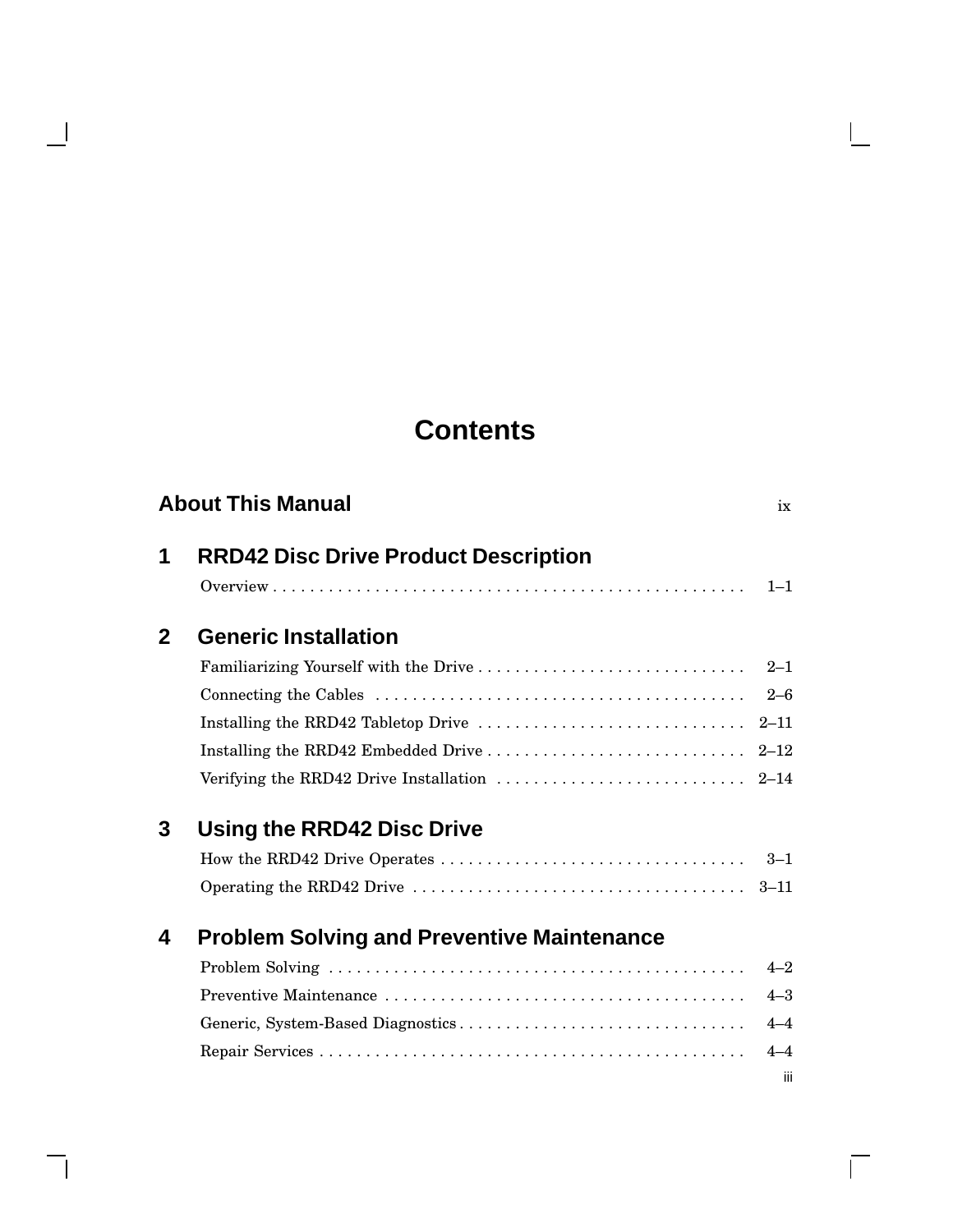# Contents

**About This Manual** ix

## 1 RRD42 Disc Drive Product Description

Overview . . . . . . . . . . . . . . . . . . . . . . . . . . . . . . . . . . . . . . . . . . . . . . . . . . 1–1

## 2 Generic Installation

Familiarizing Yourself with the Drive . . . . . . . . . . . . . . . . . . . . . . . . . . . . . 2–1

Connecting the Cables . . . . . . . . . . . . . . . . . . . . . . . . . . . . . . . . . . . . . . . 2–6

Installing the RRD42 Tabletop Drive . . . . . . . . . . . . . . . . . . . . . . . . . . . . . 2–11

Installing the RRD42 Embedded Drive . . . . . . . . . . . . . . . . . . . . . . . . . . . . 2–12

Verifying the RRD42 Drive Installation . . . . . . . . . . . . . . . . . . . . . . . . . . . 2–14

## 3 Using the RRD42 Disc Drive

How the RRD42 Drive Operates . . . . . . . . . . . . . . . . . . . . . . . . . . . . . . . . . 3–1

Operating the RRD42 Drive . . . . . . . . . . . . . . . . . . . . . . . . . . . . . . . . . . . . 3–11

## 4 Problem Solving and Preventive Maintenance

Problem Solving . . . . . . . . . . . . . . . . . . . . . . . . . . . . . . . . . . . . . . . . . . . . . 4–2

Preventive Maintenance . . . . . . . . . . . . . . . . . . . . . . . . . . . . . . . . . . . . . . . 4–3

Generic, System-Based Diagnostics . . . . . . . . . . . . . . . . . . . . . . . . . . . . . . . 4–4

Repair Services . . . . . . . . . . . . . . . . . . . . . . . . . . . . . . . . . . . . . . . . . . . . . . 4–4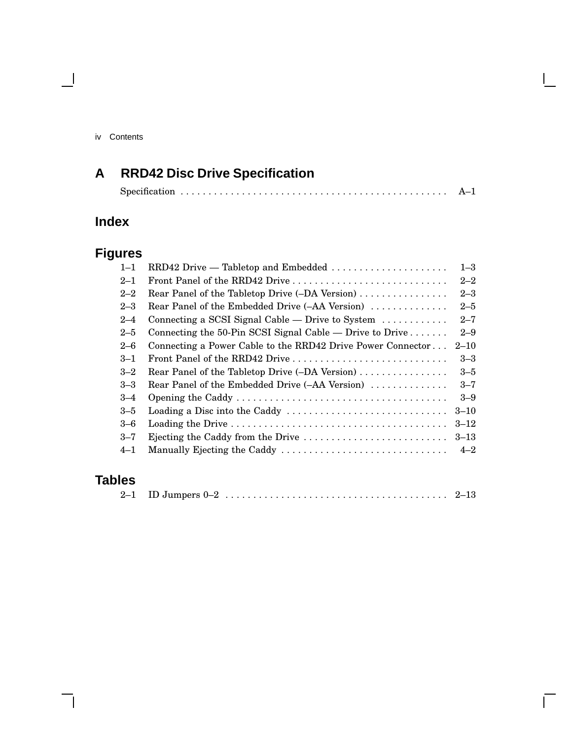## A RRD42 Disc Drive Specification

Specification . . . . . . . . . . . . . . . . . . . . . . . . . . . . . . . . . . . . . . . . . . . . . . . . A–1

## Index

## Figures

| | | |
|---|---|---|
| 1–1 | RRD42 Drive — Tabletop and Embedded | 1–3 |
| 2–1 | Front Panel of the RRD42 Drive | 2–2 |
| 2–2 | Rear Panel of the Tabletop Drive (–DA Version) | 2–3 |
| 2–3 | Rear Panel of the Embedded Drive (–AA Version) | 2–5 |
| 2–4 | Connecting a SCSI Signal Cable — Drive to System | 2–7 |
| 2–5 | Connecting the 50-Pin SCSI Signal Cable — Drive to Drive | 2–9 |
| 2–6 | Connecting a Power Cable to the RRD42 Drive Power Connector | 2–10 |
| 3–1 | Front Panel of the RRD42 Drive | 3–3 |
| 3–2 | Rear Panel of the Tabletop Drive (–DA Version) | 3–5 |
| 3–3 | Rear Panel of the Embedded Drive (–AA Version) | 3–7 |
| 3–4 | Opening the Caddy | 3–9 |
| 3–5 | Loading a Disc into the Caddy | 3–10 |
| 3–6 | Loading the Drive | 3–12 |
| 3–7 | Ejecting the Caddy from the Drive | 3–13 |
| 4–1 | Manually Ejecting the Caddy | 4–2 |

## Tables

| | | |
|---|---|---|
| 2–1 | ID Jumpers 0–2 | 2–13 |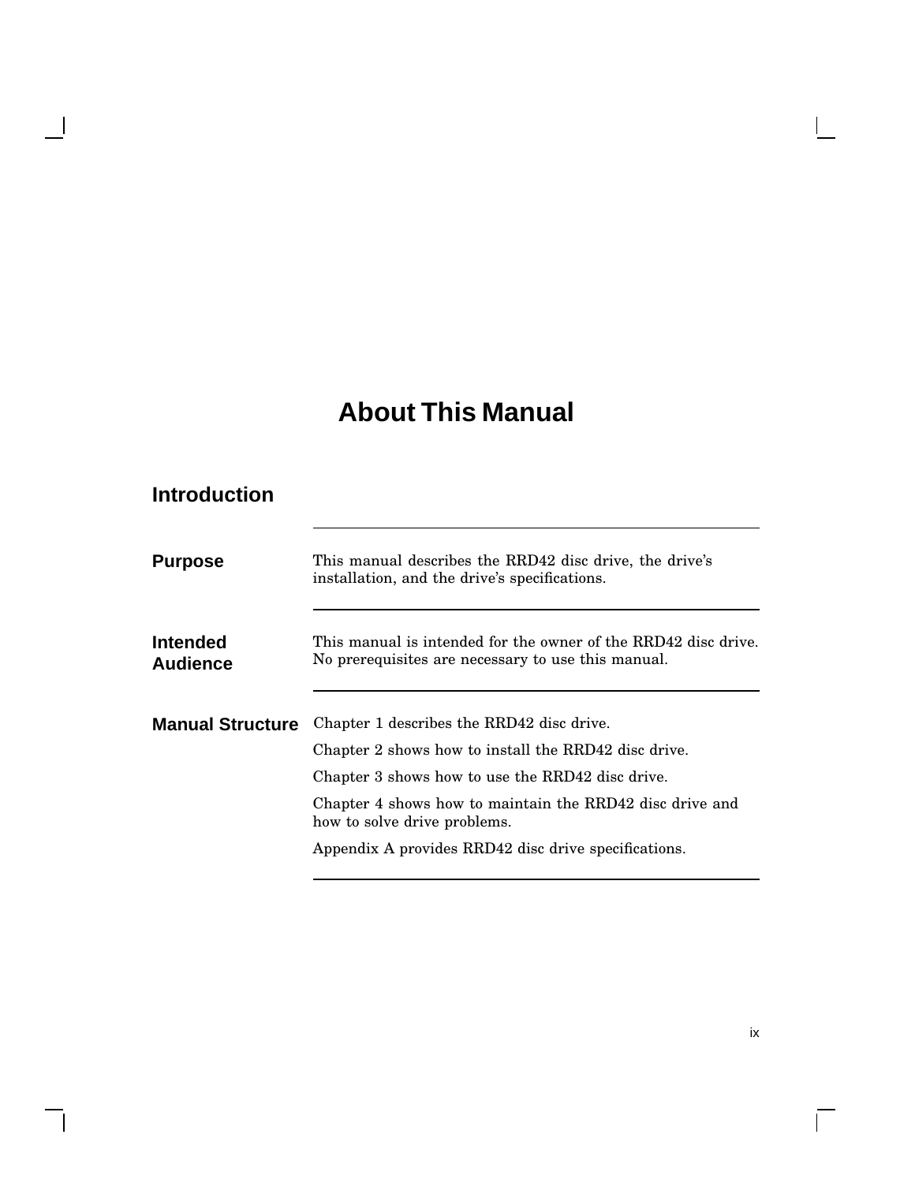# About This Manual

## Introduction

### Purpose

This manual describes the RRD42 disc drive, the drive's installation, and the drive's specifications.

### Intended Audience

This manual is intended for the owner of the RRD42 disc drive. No prerequisites are necessary to use this manual.

### Manual Structure

Chapter 1 describes the RRD42 disc drive.

Chapter 2 shows how to install the RRD42 disc drive.

Chapter 3 shows how to use the RRD42 disc drive.

Chapter 4 shows how to maintain the RRD42 disc drive and how to solve drive problems.

Appendix A provides RRD42 disc drive specifications.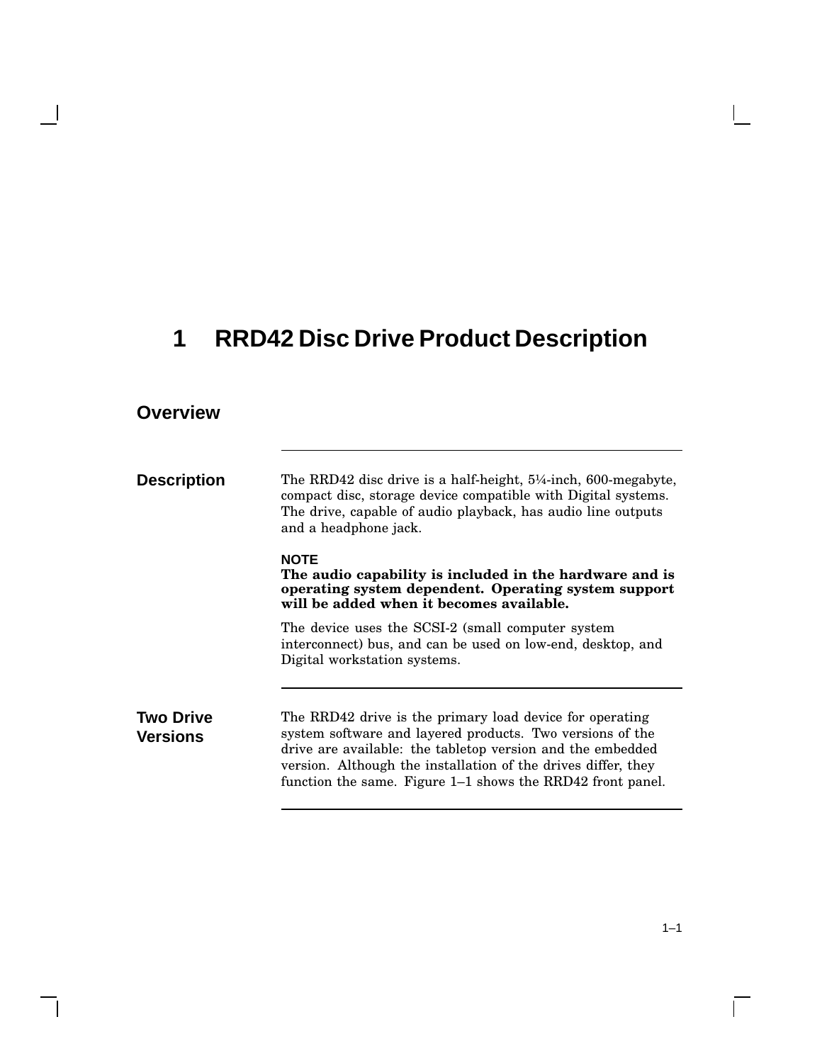# 1 RRD42 Disc Drive Product Description

## Overview

### Description

The RRD42 disc drive is a half-height, 5¼-inch, 600-megabyte, compact disc, storage device compatible with Digital systems. The drive, capable of audio playback, has audio line outputs and a headphone jack.

**NOTE**
**The audio capability is included in the hardware and is operating system dependent. Operating system support will be added when it becomes available.**

The device uses the SCSI-2 (small computer system interconnect) bus, and can be used on low-end, desktop, and Digital workstation systems.

### Two Drive Versions

The RRD42 drive is the primary load device for operating system software and layered products. Two versions of the drive are available: the tabletop version and the embedded version. Although the installation of the drives differ, they function the same. Figure 1–1 shows the RRD42 front panel.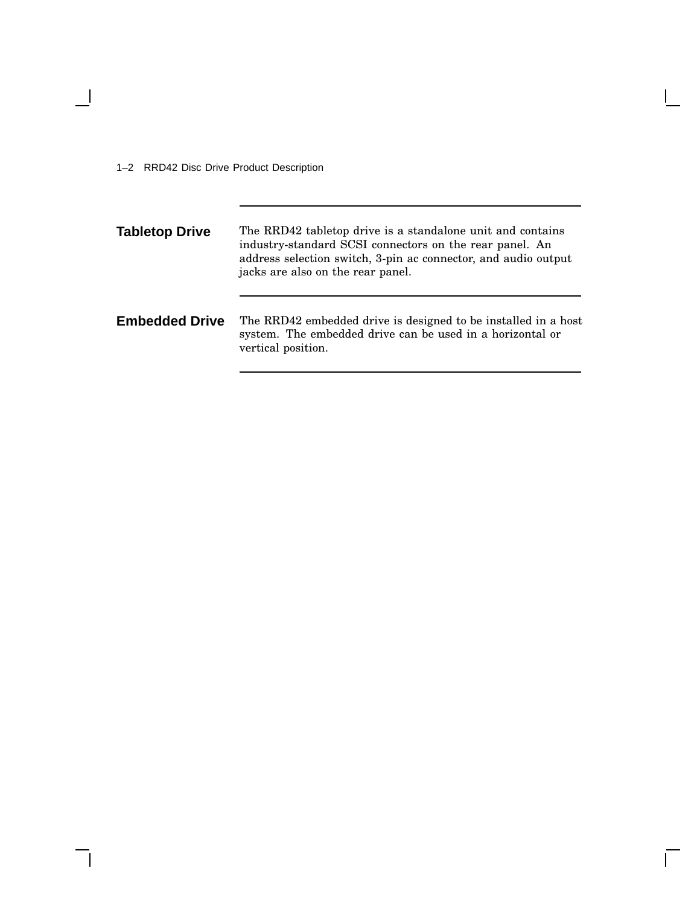### Tabletop Drive

The RRD42 tabletop drive is a standalone unit and contains industry-standard SCSI connectors on the rear panel. An address selection switch, 3-pin ac connector, and audio output jacks are also on the rear panel.

### Embedded Drive

The RRD42 embedded drive is designed to be installed in a host system. The embedded drive can be used in a horizontal or vertical position.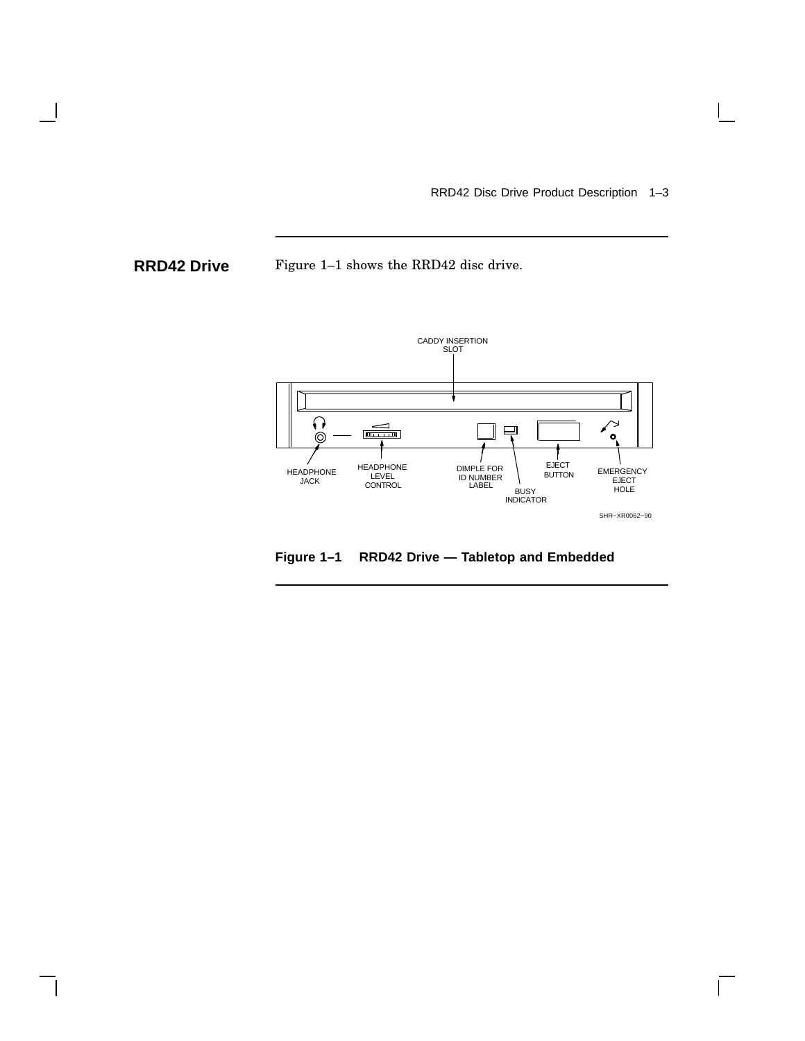## RRD42 Drive

Figure 1–1 shows the RRD42 disc drive.

**Figure 1–1 RRD42 Drive — Tabletop and Embedded**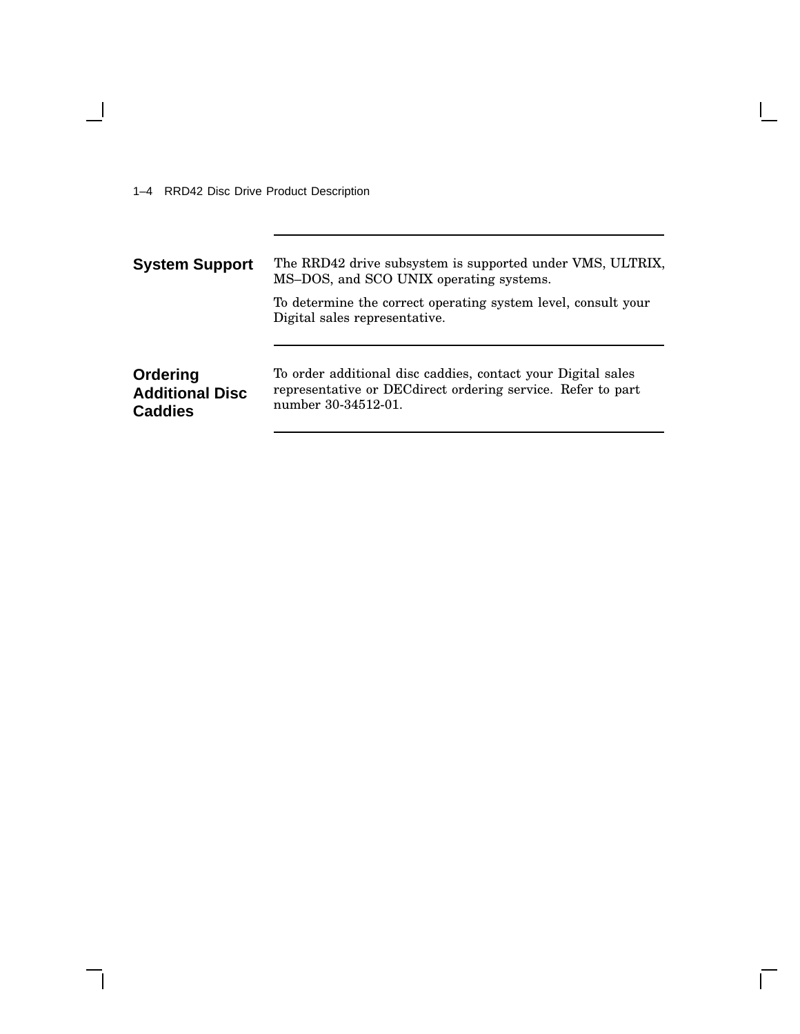## System Support

The RRD42 drive subsystem is supported under VMS, ULTRIX, MS–DOS, and SCO UNIX operating systems.

To determine the correct operating system level, consult your Digital sales representative.

## Ordering Additional Disc Caddies

To order additional disc caddies, contact your Digital sales representative or DECdirect ordering service. Refer to part number 30-34512-01.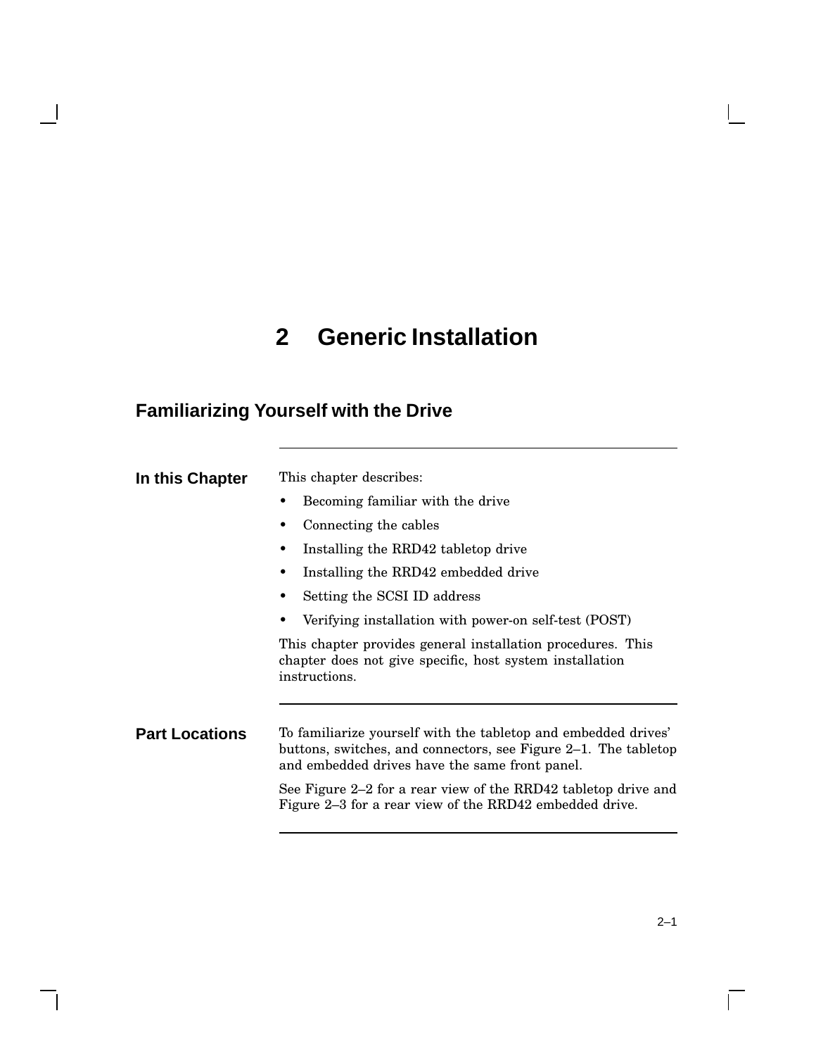# 2 Generic Installation

## Familiarizing Yourself with the Drive

### In this Chapter

This chapter describes:

- Becoming familiar with the drive
- Connecting the cables
- Installing the RRD42 tabletop drive
- Installing the RRD42 embedded drive
- Setting the SCSI ID address
- Verifying installation with power-on self-test (POST)

This chapter provides general installation procedures. This chapter does not give specific, host system installation instructions.

### Part Locations

To familiarize yourself with the tabletop and embedded drives' buttons, switches, and connectors, see Figure 2–1. The tabletop and embedded drives have the same front panel.

See Figure 2–2 for a rear view of the RRD42 tabletop drive and Figure 2–3 for a rear view of the RRD42 embedded drive.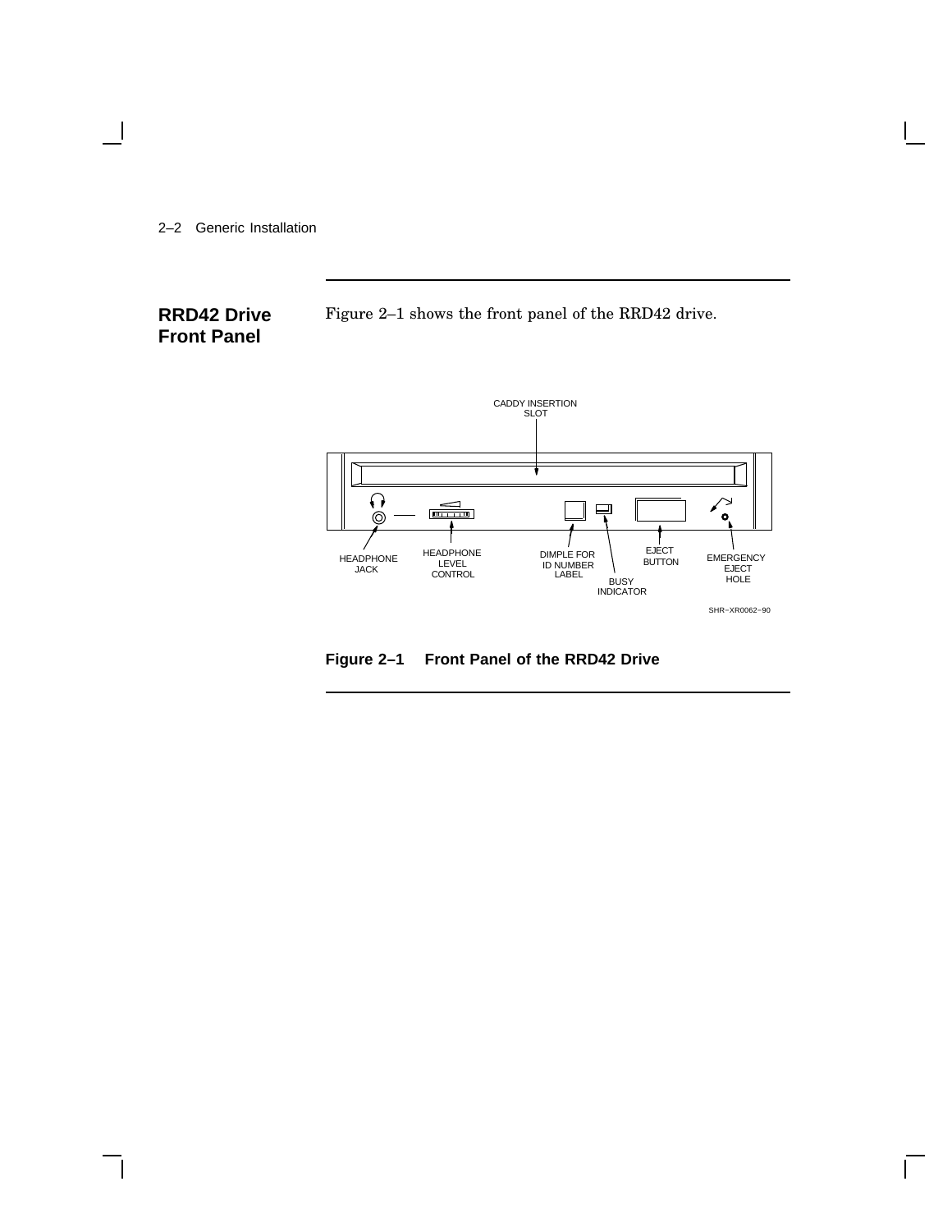## RRD42 Drive Front Panel

Figure 2–1 shows the front panel of the RRD42 drive.

CADDY INSERTION SLOT

HEADPHONE JACK

HEADPHONE LEVEL CONTROL

DIMPLE FOR ID NUMBER LABEL

BUSY INDICATOR

EJECT BUTTON

EMERGENCY EJECT HOLE

SHR–XR0062–90

**Figure 2–1 Front Panel of the RRD42 Drive**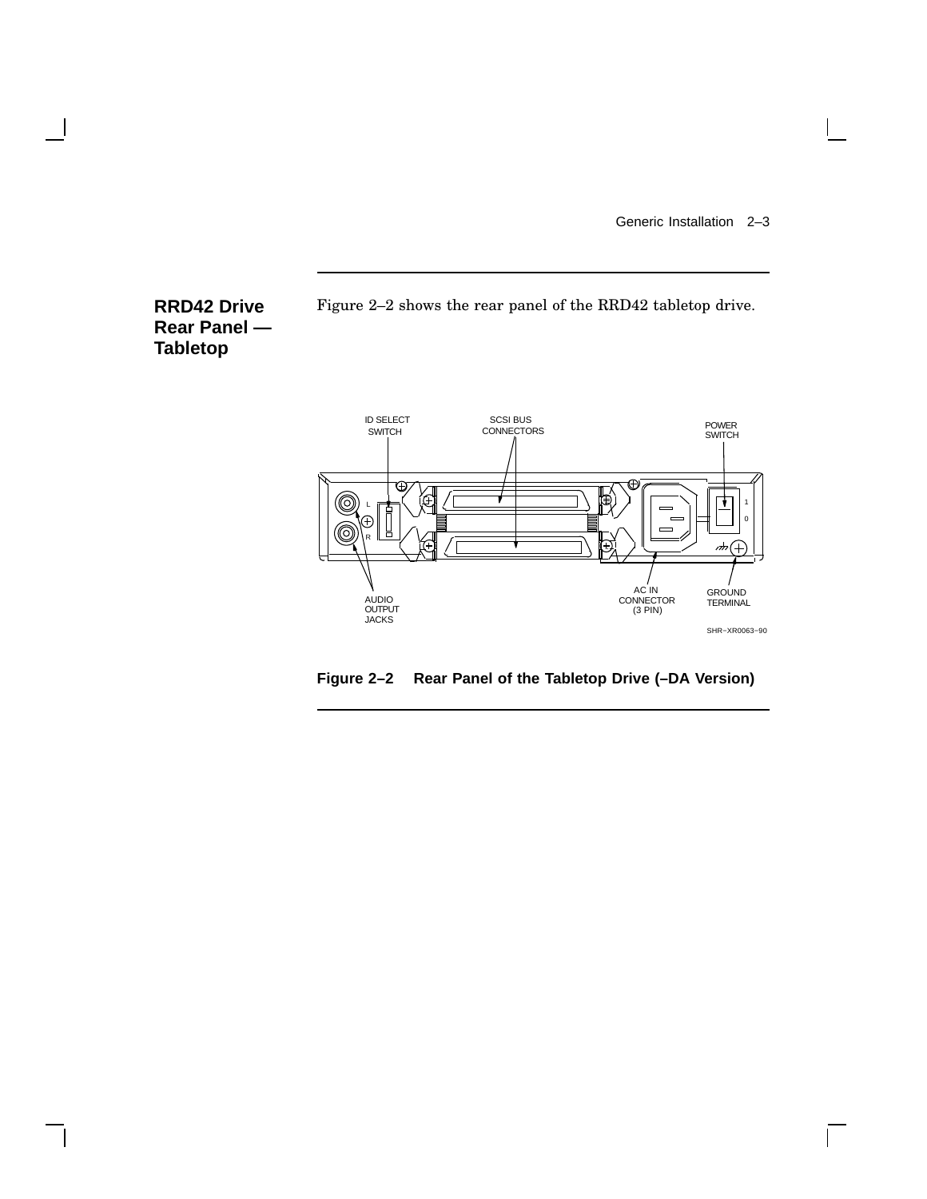## RRD42 Drive Rear Panel — Tabletop

Figure 2–2 shows the rear panel of the RRD42 tabletop drive.

ID SELECT SWITCH

SCSI BUS CONNECTORS

POWER SWITCH

AUDIO OUTPUT JACKS

AC IN CONNECTOR (3 PIN)

GROUND TERMINAL

SHR–XR0063–90

**Figure 2–2 Rear Panel of the Tabletop Drive (–DA Version)**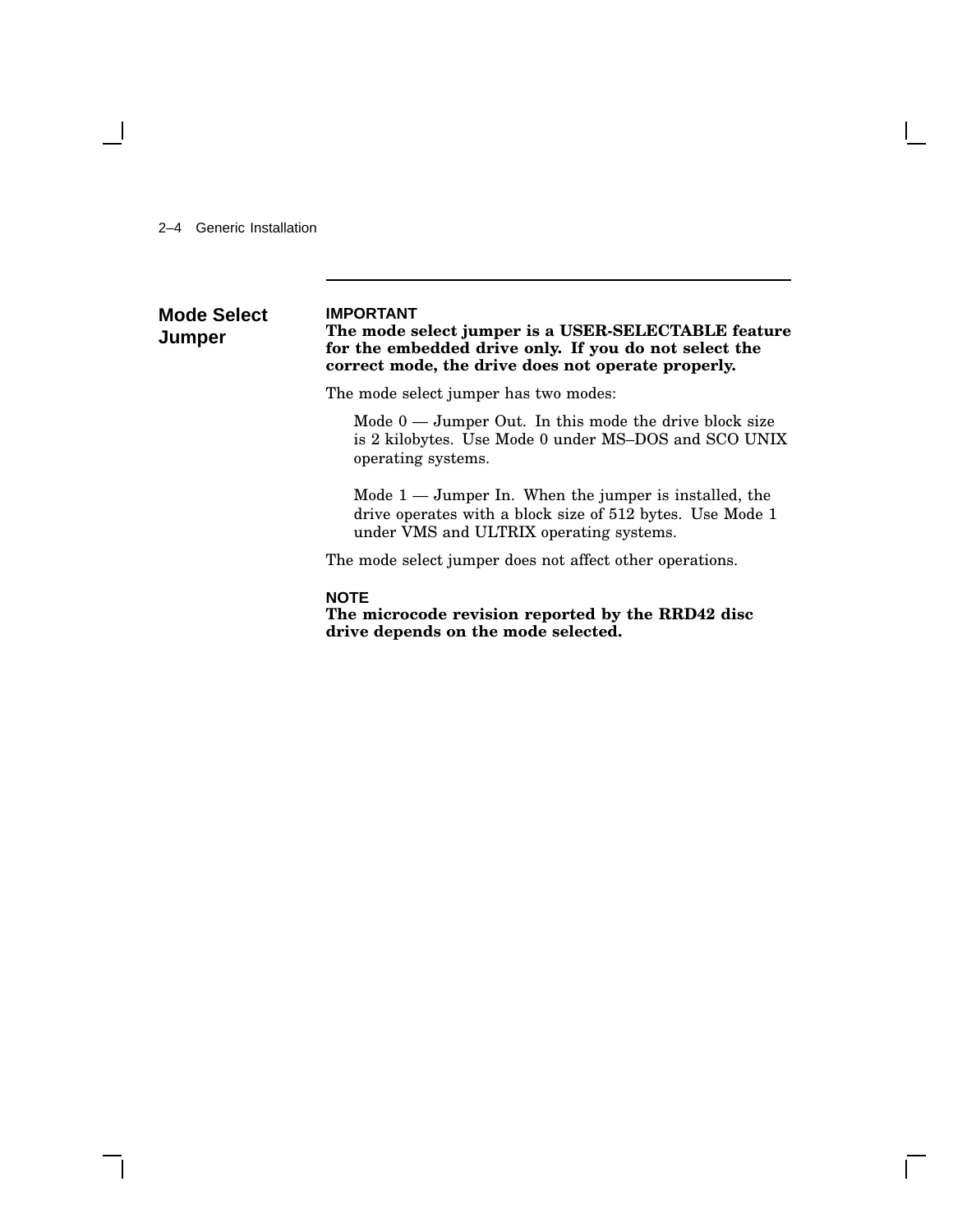## Mode Select Jumper

**IMPORTANT**
**The mode select jumper is a USER-SELECTABLE feature for the embedded drive only. If you do not select the correct mode, the drive does not operate properly.**

The mode select jumper has two modes:

> Mode 0 — Jumper Out. In this mode the drive block size is 2 kilobytes. Use Mode 0 under MS–DOS and SCO UNIX operating systems.
>
> Mode 1 — Jumper In. When the jumper is installed, the drive operates with a block size of 512 bytes. Use Mode 1 under VMS and ULTRIX operating systems.

The mode select jumper does not affect other operations.

**NOTE**
**The microcode revision reported by the RRD42 disc drive depends on the mode selected.**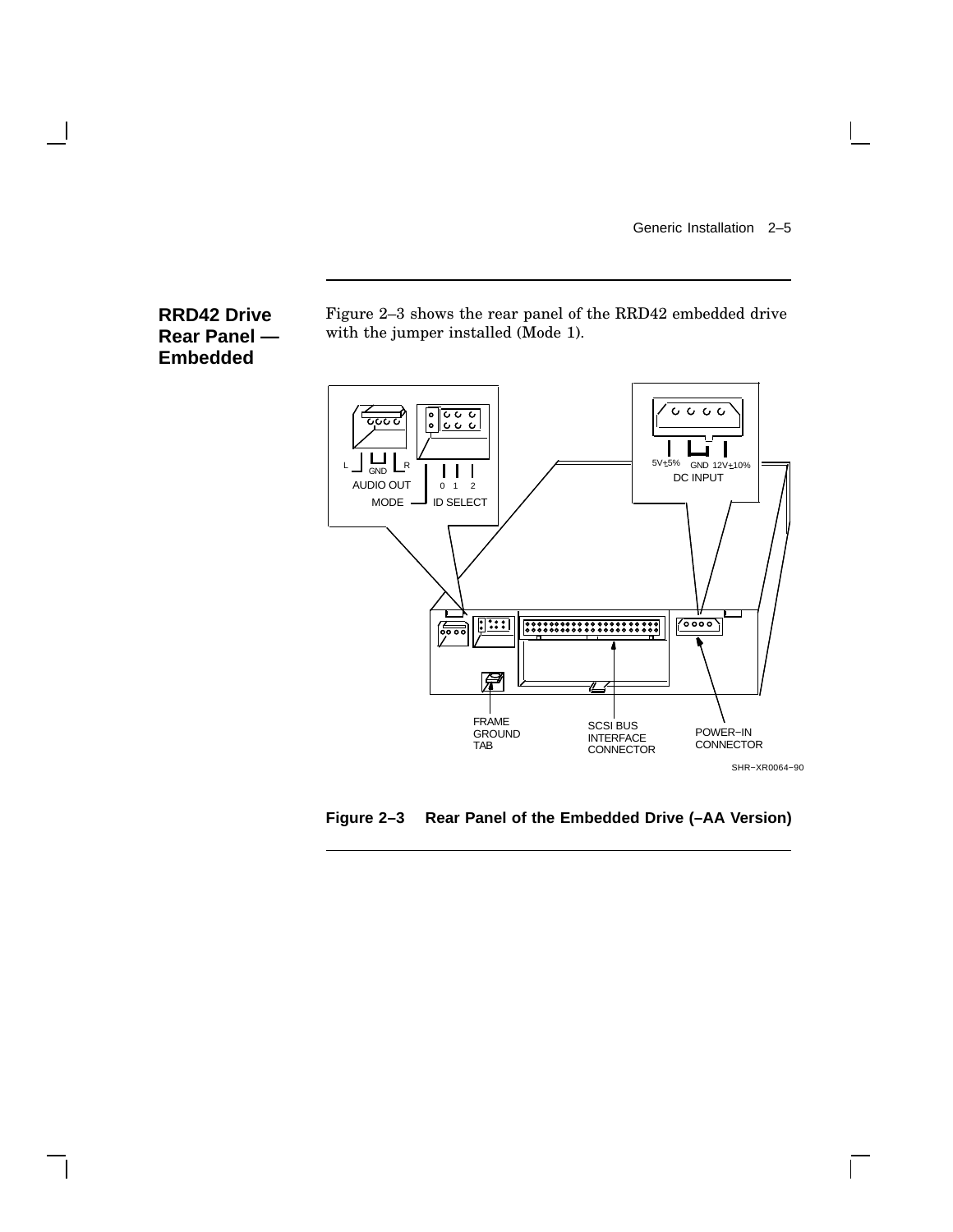## RRD42 Drive Rear Panel — Embedded

Figure 2–3 shows the rear panel of the RRD42 embedded drive with the jumper installed (Mode 1).

**Figure 2–3 Rear Panel of the Embedded Drive (–AA Version)**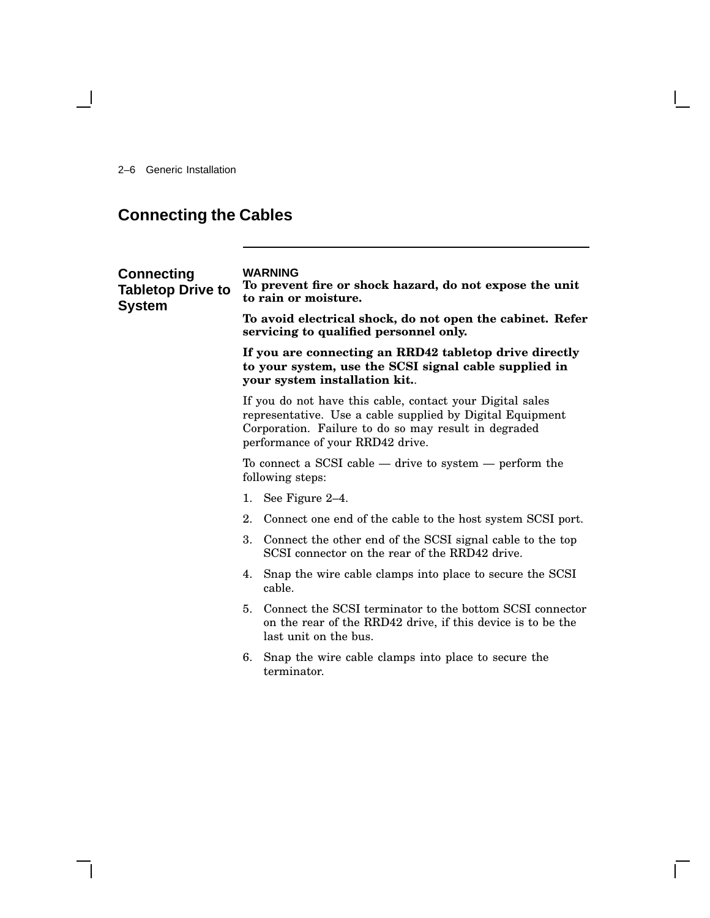## Connecting the Cables

### Connecting Tabletop Drive to System

**WARNING**
**To prevent fire or shock hazard, do not expose the unit to rain or moisture.**

**To avoid electrical shock, do not open the cabinet. Refer servicing to qualified personnel only.**

**If you are connecting an RRD42 tabletop drive directly to your system, use the SCSI signal cable supplied in your system installation kit.**.

If you do not have this cable, contact your Digital sales representative. Use a cable supplied by Digital Equipment Corporation. Failure to do so may result in degraded performance of your RRD42 drive.

To connect a SCSI cable — drive to system — perform the following steps:

1. See Figure 2–4.
2. Connect one end of the cable to the host system SCSI port.
3. Connect the other end of the SCSI signal cable to the top SCSI connector on the rear of the RRD42 drive.
4. Snap the wire cable clamps into place to secure the SCSI cable.
5. Connect the SCSI terminator to the bottom SCSI connector on the rear of the RRD42 drive, if this device is to be the last unit on the bus.
6. Snap the wire cable clamps into place to secure the terminator.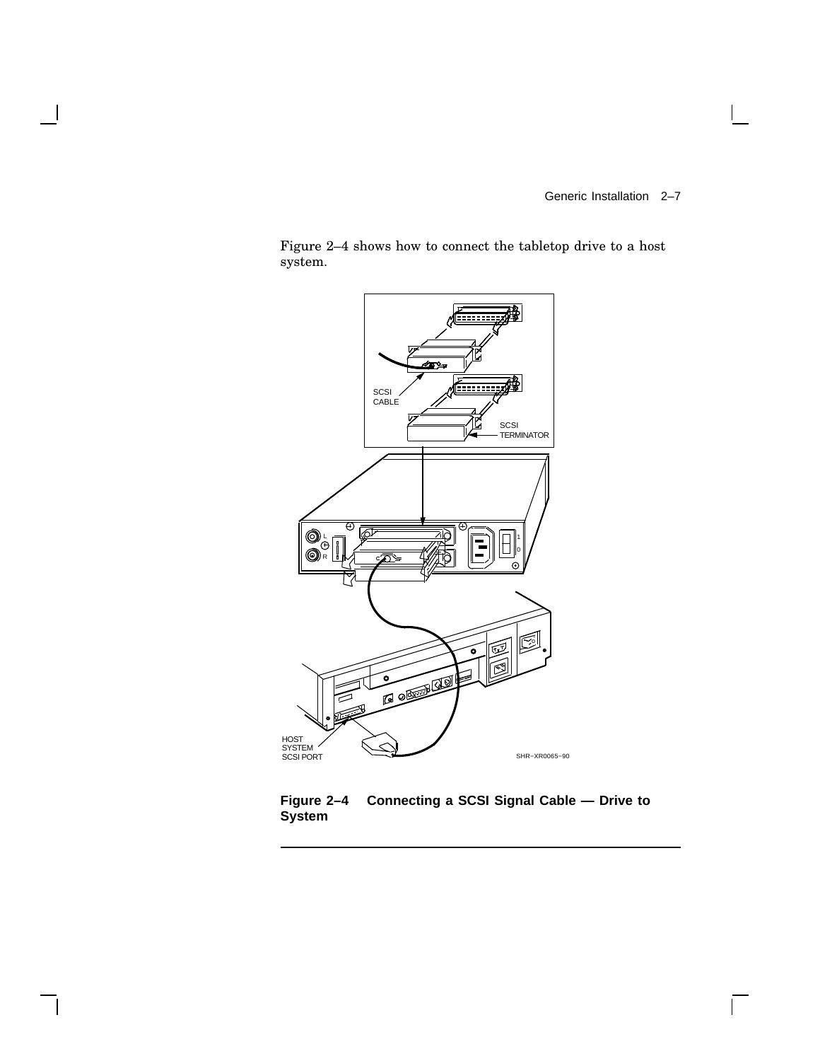Figure 2–4 shows how to connect the tabletop drive to a host system.

**Figure 2–4 Connecting a SCSI Signal Cable — Drive to System**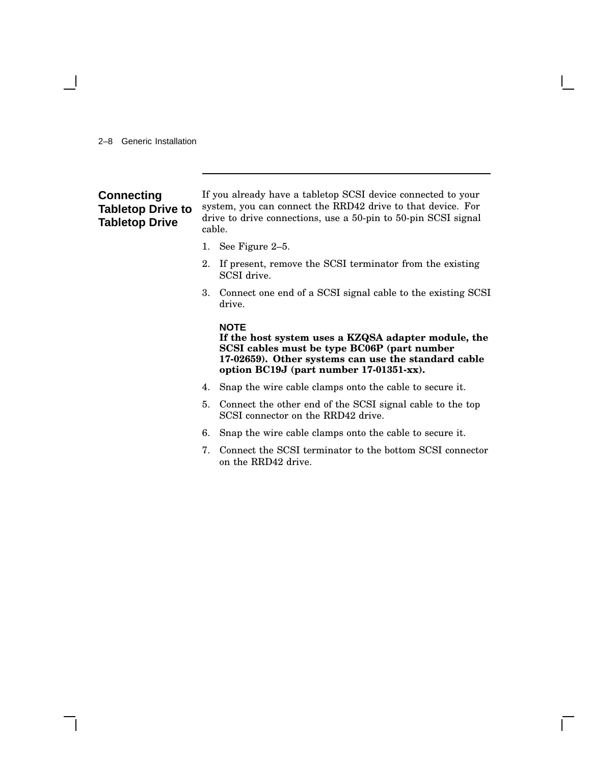## Connecting Tabletop Drive to Tabletop Drive

If you already have a tabletop SCSI device connected to your system, you can connect the RRD42 drive to that device. For drive to drive connections, use a 50-pin to 50-pin SCSI signal cable.

1. See Figure 2–5.
2. If present, remove the SCSI terminator from the existing SCSI drive.
3. Connect one end of a SCSI signal cable to the existing SCSI drive.

   **NOTE**
   **If the host system uses a KZQSA adapter module, the SCSI cables must be type BC06P (part number 17-02659). Other systems can use the standard cable option BC19J (part number 17-01351-xx).**

4. Snap the wire cable clamps onto the cable to secure it.
5. Connect the other end of the SCSI signal cable to the top SCSI connector on the RRD42 drive.
6. Snap the wire cable clamps onto the cable to secure it.
7. Connect the SCSI terminator to the bottom SCSI connector on the RRD42 drive.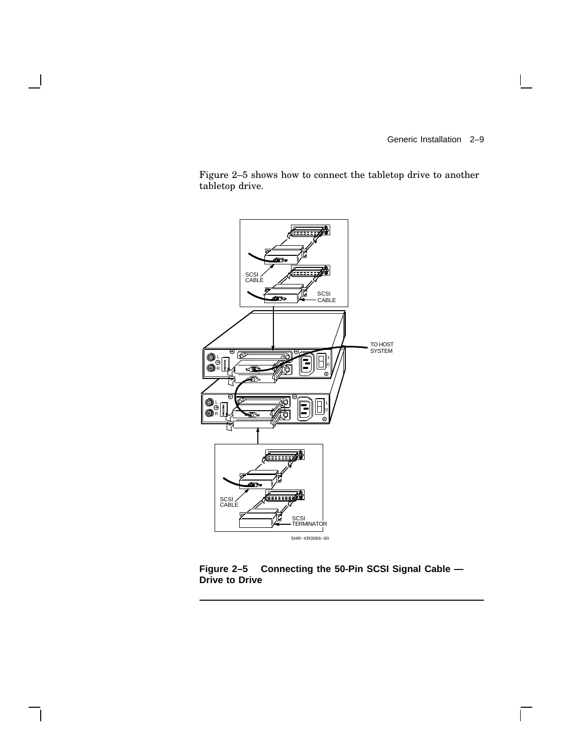Figure 2–5 shows how to connect the tabletop drive to another tabletop drive.

**Figure 2–5 Connecting the 50-Pin SCSI Signal Cable — Drive to Drive**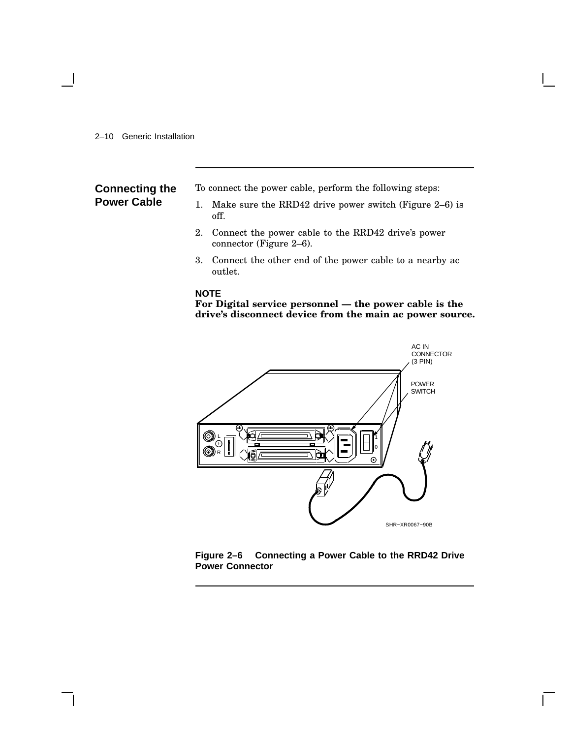## Connecting the Power Cable

To connect the power cable, perform the following steps:

1. Make sure the RRD42 drive power switch (Figure 2–6) is off.
2. Connect the power cable to the RRD42 drive's power connector (Figure 2–6).
3. Connect the other end of the power cable to a nearby ac outlet.

**NOTE**
**For Digital service personnel — the power cable is the drive's disconnect device from the main ac power source.**

**Figure 2–6 Connecting a Power Cable to the RRD42 Drive Power Connector**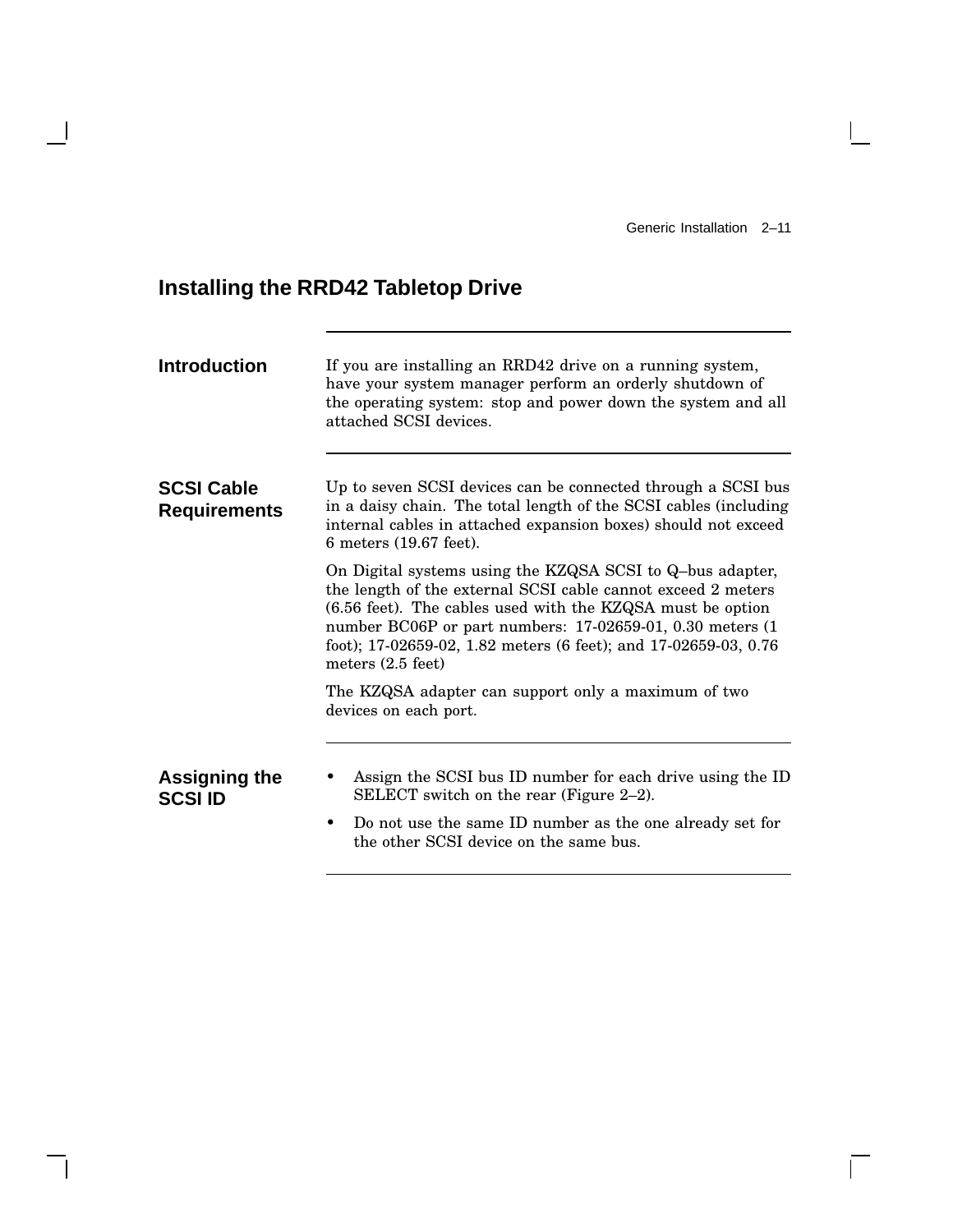## Installing the RRD42 Tabletop Drive

### Introduction

If you are installing an RRD42 drive on a running system, have your system manager perform an orderly shutdown of the operating system: stop and power down the system and all attached SCSI devices.

### SCSI Cable Requirements

Up to seven SCSI devices can be connected through a SCSI bus in a daisy chain. The total length of the SCSI cables (including internal cables in attached expansion boxes) should not exceed 6 meters (19.67 feet).

On Digital systems using the KZQSA SCSI to Q–bus adapter, the length of the external SCSI cable cannot exceed 2 meters (6.56 feet). The cables used with the KZQSA must be option number BC06P or part numbers: 17-02659-01, 0.30 meters (1 foot); 17-02659-02, 1.82 meters (6 feet); and 17-02659-03, 0.76 meters (2.5 feet)

The KZQSA adapter can support only a maximum of two devices on each port.

### Assigning the SCSI ID

- Assign the SCSI bus ID number for each drive using the ID SELECT switch on the rear (Figure 2–2).
- Do not use the same ID number as the one already set for the other SCSI device on the same bus.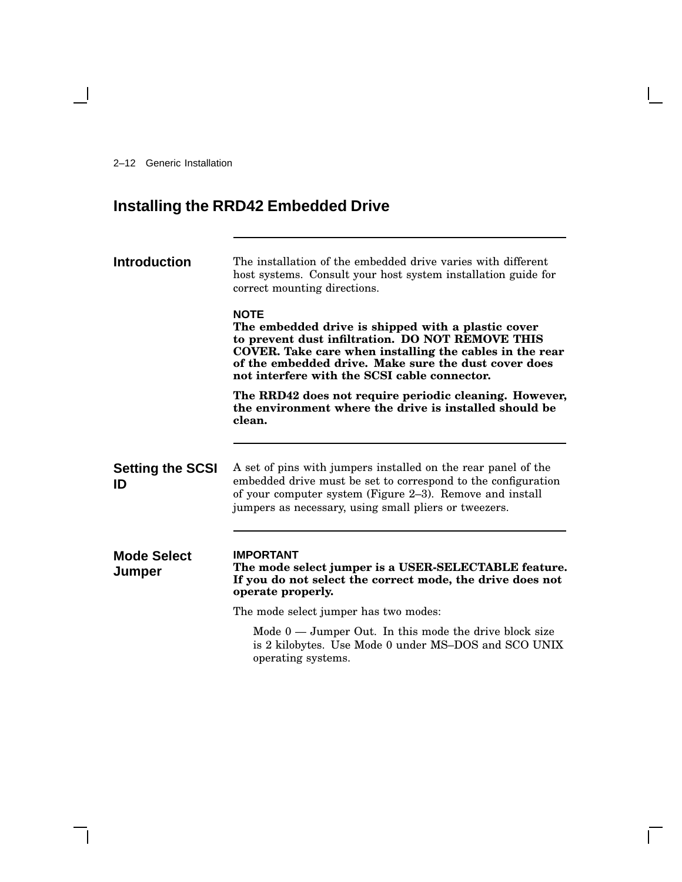# Installing the RRD42 Embedded Drive

## Introduction

The installation of the embedded drive varies with different host systems. Consult your host system installation guide for correct mounting directions.

**NOTE**
**The embedded drive is shipped with a plastic cover to prevent dust infiltration. DO NOT REMOVE THIS COVER. Take care when installing the cables in the rear of the embedded drive. Make sure the dust cover does not interfere with the SCSI cable connector.**

**The RRD42 does not require periodic cleaning. However, the environment where the drive is installed should be clean.**

## Setting the SCSI ID

A set of pins with jumpers installed on the rear panel of the embedded drive must be set to correspond to the configuration of your computer system (Figure 2–3). Remove and install jumpers as necessary, using small pliers or tweezers.

## Mode Select Jumper

**IMPORTANT**
**The mode select jumper is a USER-SELECTABLE feature. If you do not select the correct mode, the drive does not operate properly.**

The mode select jumper has two modes:

> Mode 0 — Jumper Out. In this mode the drive block size is 2 kilobytes. Use Mode 0 under MS–DOS and SCO UNIX operating systems.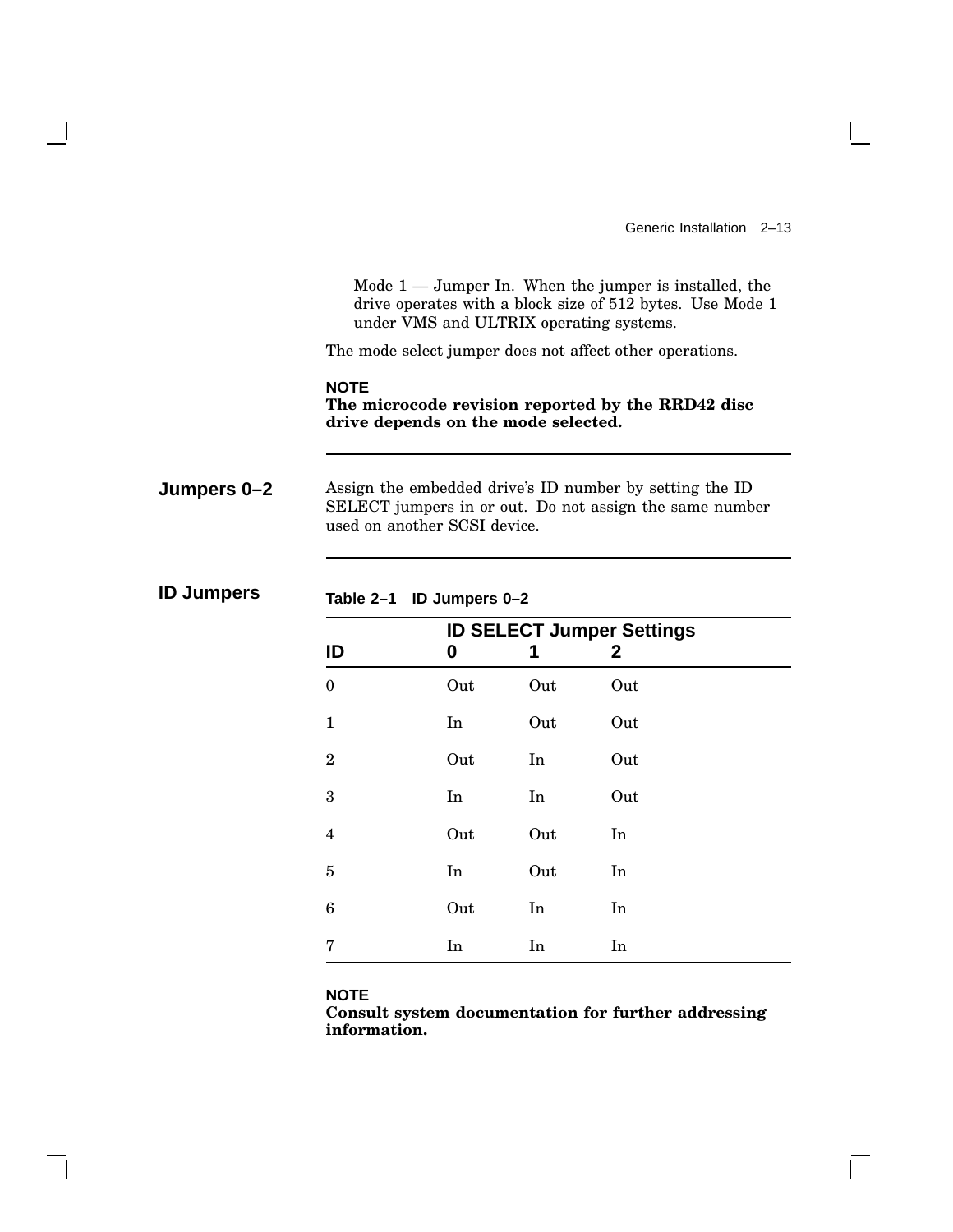Mode 1 — Jumper In. When the jumper is installed, the drive operates with a block size of 512 bytes. Use Mode 1 under VMS and ULTRIX operating systems.

The mode select jumper does not affect other operations.

**NOTE**
**The microcode revision reported by the RRD42 disc drive depends on the mode selected.**

---

## Jumpers 0–2

Assign the embedded drive's ID number by setting the ID SELECT jumpers in or out. Do not assign the same number used on another SCSI device.

---

## ID Jumpers

**Table 2–1 ID Jumpers 0–2**

| | ID SELECT Jumper Settings | | |
|---|---|---|---|
| **ID** | **0** | **1** | **2** |
| 0 | Out | Out | Out |
| 1 | In | Out | Out |
| 2 | Out | In | Out |
| 3 | In | In | Out |
| 4 | Out | Out | In |
| 5 | In | Out | In |
| 6 | Out | In | In |
| 7 | In | In | In |

**NOTE**
**Consult system documentation for further addressing information.**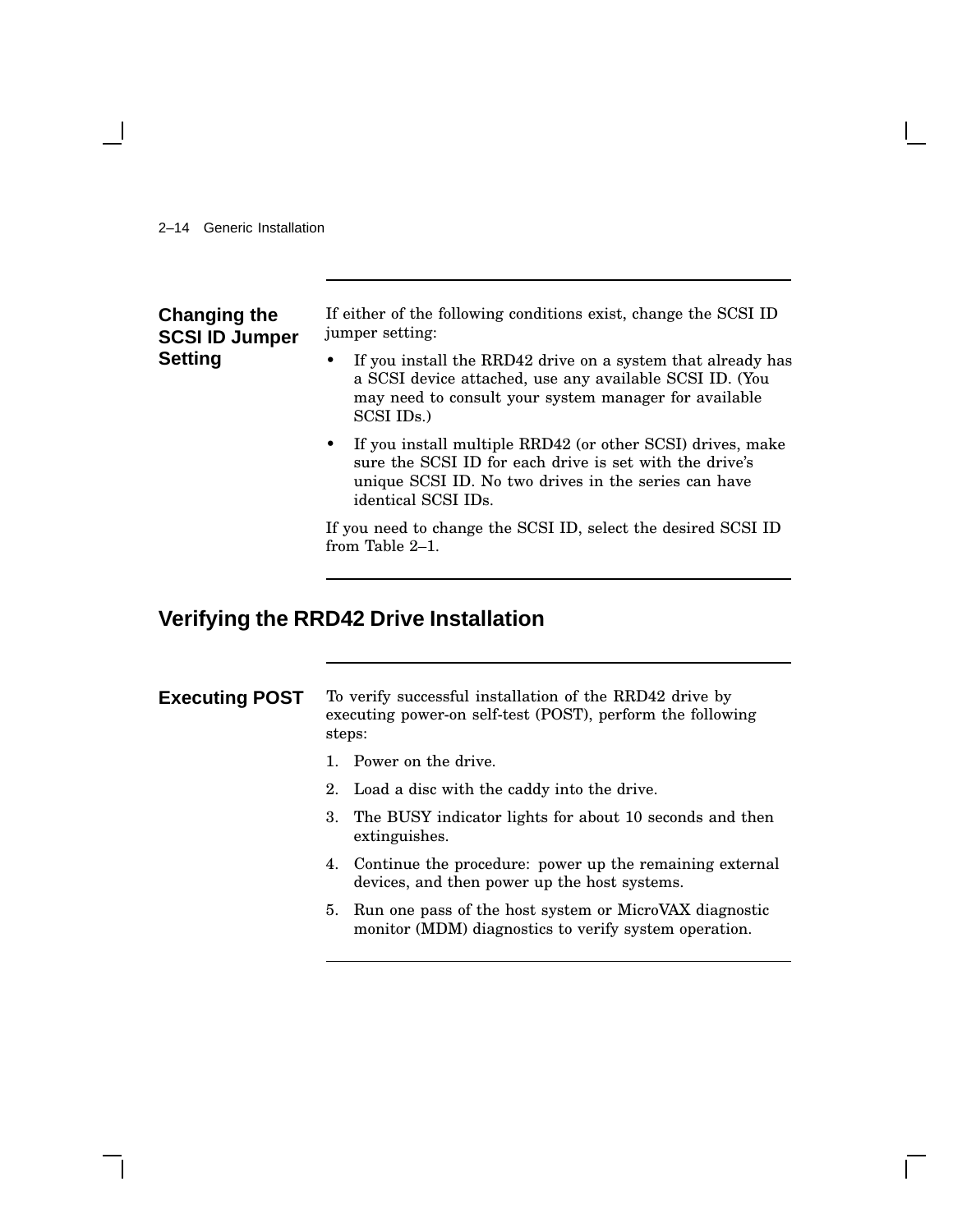### Changing the SCSI ID Jumper Setting

If either of the following conditions exist, change the SCSI ID jumper setting:

- If you install the RRD42 drive on a system that already has a SCSI device attached, use any available SCSI ID. (You may need to consult your system manager for available SCSI IDs.)
- If you install multiple RRD42 (or other SCSI) drives, make sure the SCSI ID for each drive is set with the drive's unique SCSI ID. No two drives in the series can have identical SCSI IDs.

If you need to change the SCSI ID, select the desired SCSI ID from Table 2–1.

## Verifying the RRD42 Drive Installation

### Executing POST

To verify successful installation of the RRD42 drive by executing power-on self-test (POST), perform the following steps:

1. Power on the drive.
2. Load a disc with the caddy into the drive.
3. The BUSY indicator lights for about 10 seconds and then extinguishes.
4. Continue the procedure: power up the remaining external devices, and then power up the host systems.
5. Run one pass of the host system or MicroVAX diagnostic monitor (MDM) diagnostics to verify system operation.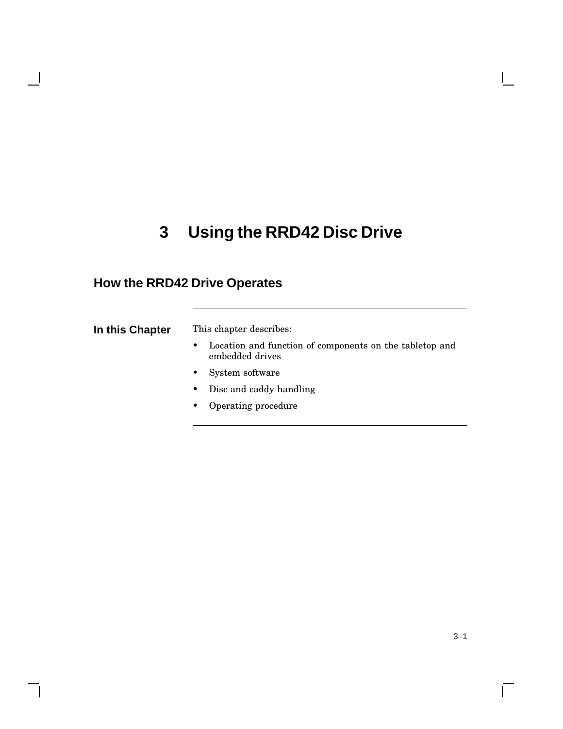# 3 Using the RRD42 Disc Drive

## How the RRD42 Drive Operates

### In this Chapter

This chapter describes:

- Location and function of components on the tabletop and embedded drives
- System software
- Disc and caddy handling
- Operating procedure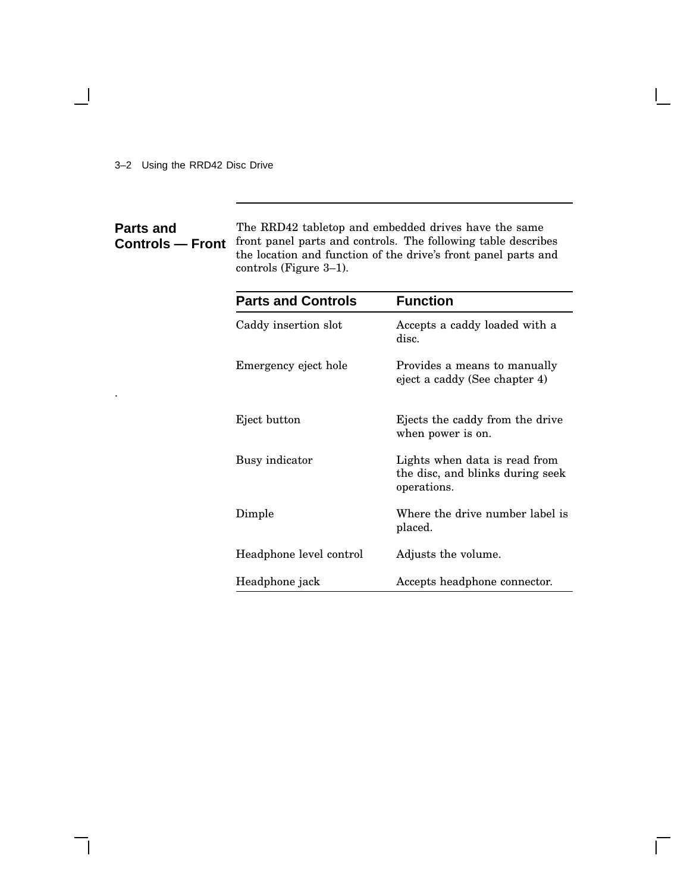## Parts and Controls — Front

The RRD42 tabletop and embedded drives have the same front panel parts and controls. The following table describes the location and function of the drive's front panel parts and controls (Figure 3–1).

| Parts and Controls | Function |
|---|---|
| Caddy insertion slot | Accepts a caddy loaded with a disc. |
| Emergency eject hole | Provides a means to manually eject a caddy (See chapter 4) |
| Eject button | Ejects the caddy from the drive when power is on. |
| Busy indicator | Lights when data is read from the disc, and blinks during seek operations. |
| Dimple | Where the drive number label is placed. |
| Headphone level control | Adjusts the volume. |
| Headphone jack | Accepts headphone connector. |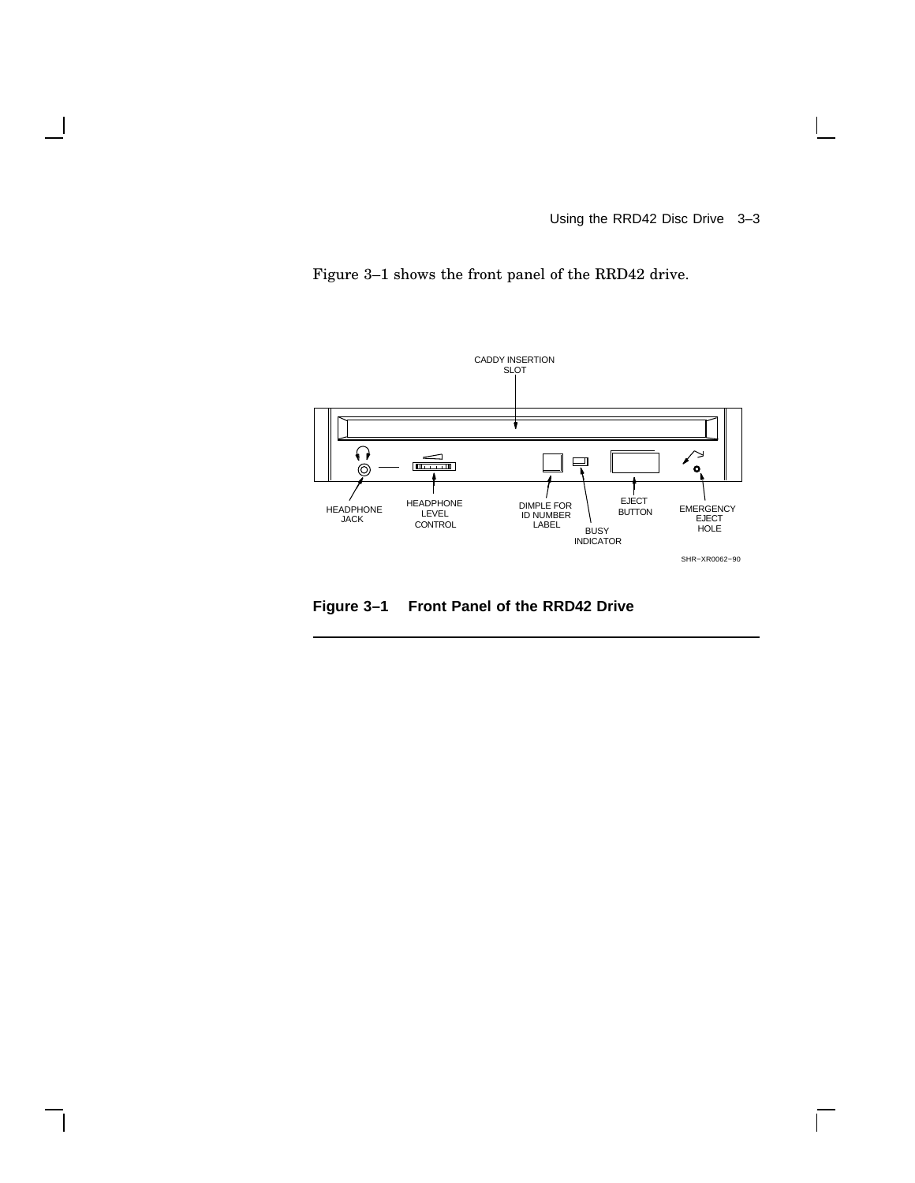Figure 3–1 shows the front panel of the RRD42 drive.

CADDY INSERTION SLOT

HEADPHONE JACK

HEADPHONE LEVEL CONTROL

DIMPLE FOR ID NUMBER LABEL

BUSY INDICATOR

EJECT BUTTON

EMERGENCY EJECT HOLE

SHR−XR0062−90

**Figure 3–1 Front Panel of the RRD42 Drive**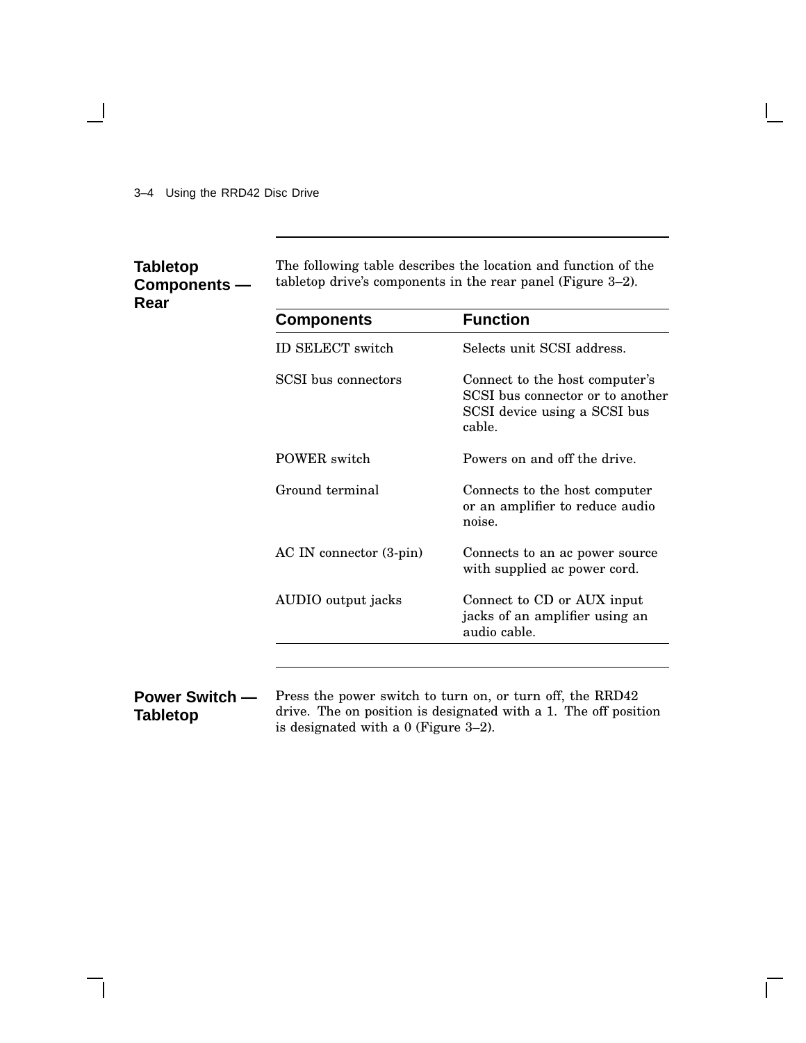## Tabletop Components — Rear

The following table describes the location and function of the tabletop drive's components in the rear panel (Figure 3–2).

| Components | Function |
| --- | --- |
| ID SELECT switch | Selects unit SCSI address. |
| SCSI bus connectors | Connect to the host computer's SCSI bus connector or to another SCSI device using a SCSI bus cable. |
| POWER switch | Powers on and off the drive. |
| Ground terminal | Connects to the host computer or an amplifier to reduce audio noise. |
| AC IN connector (3-pin) | Connects to an ac power source with supplied ac power cord. |
| AUDIO output jacks | Connect to CD or AUX input jacks of an amplifier using an audio cable. |

## Power Switch — Tabletop

Press the power switch to turn on, or turn off, the RRD42 drive. The on position is designated with a 1. The off position is designated with a 0 (Figure 3–2).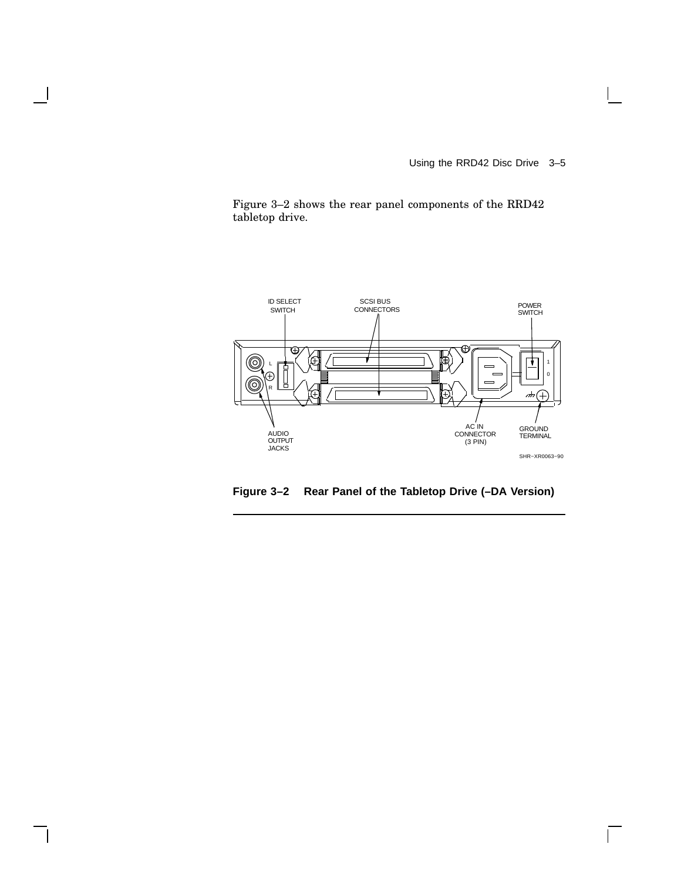Figure 3–2 shows the rear panel components of the RRD42 tabletop drive.

**Figure 3–2 Rear Panel of the Tabletop Drive (–DA Version)**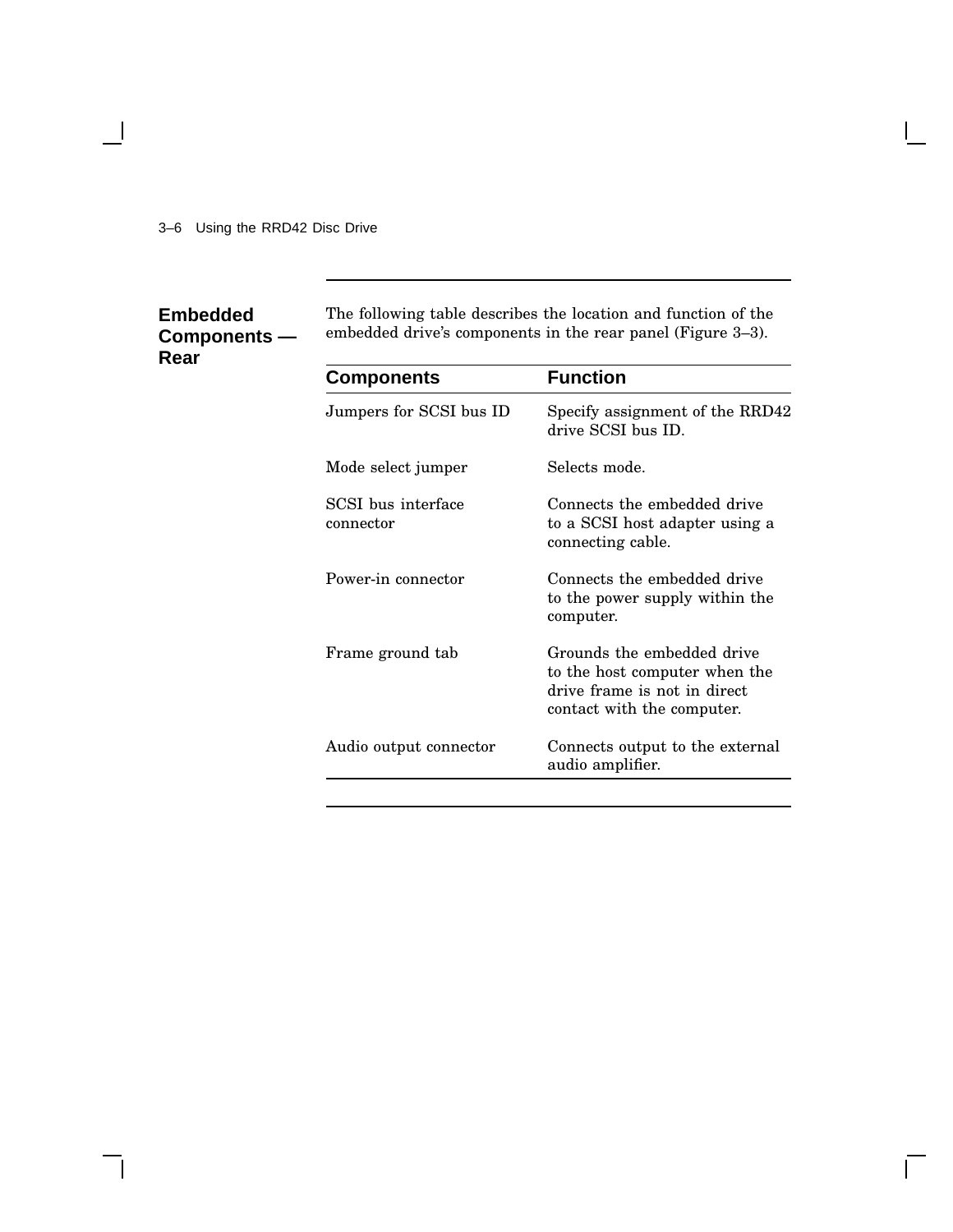## Embedded Components — Rear

The following table describes the location and function of the embedded drive's components in the rear panel (Figure 3–3).

| Components | Function |
| --- | --- |
| Jumpers for SCSI bus ID | Specify assignment of the RRD42 drive SCSI bus ID. |
| Mode select jumper | Selects mode. |
| SCSI bus interface connector | Connects the embedded drive to a SCSI host adapter using a connecting cable. |
| Power-in connector | Connects the embedded drive to the power supply within the computer. |
| Frame ground tab | Grounds the embedded drive to the host computer when the drive frame is not in direct contact with the computer. |
| Audio output connector | Connects output to the external audio amplifier. |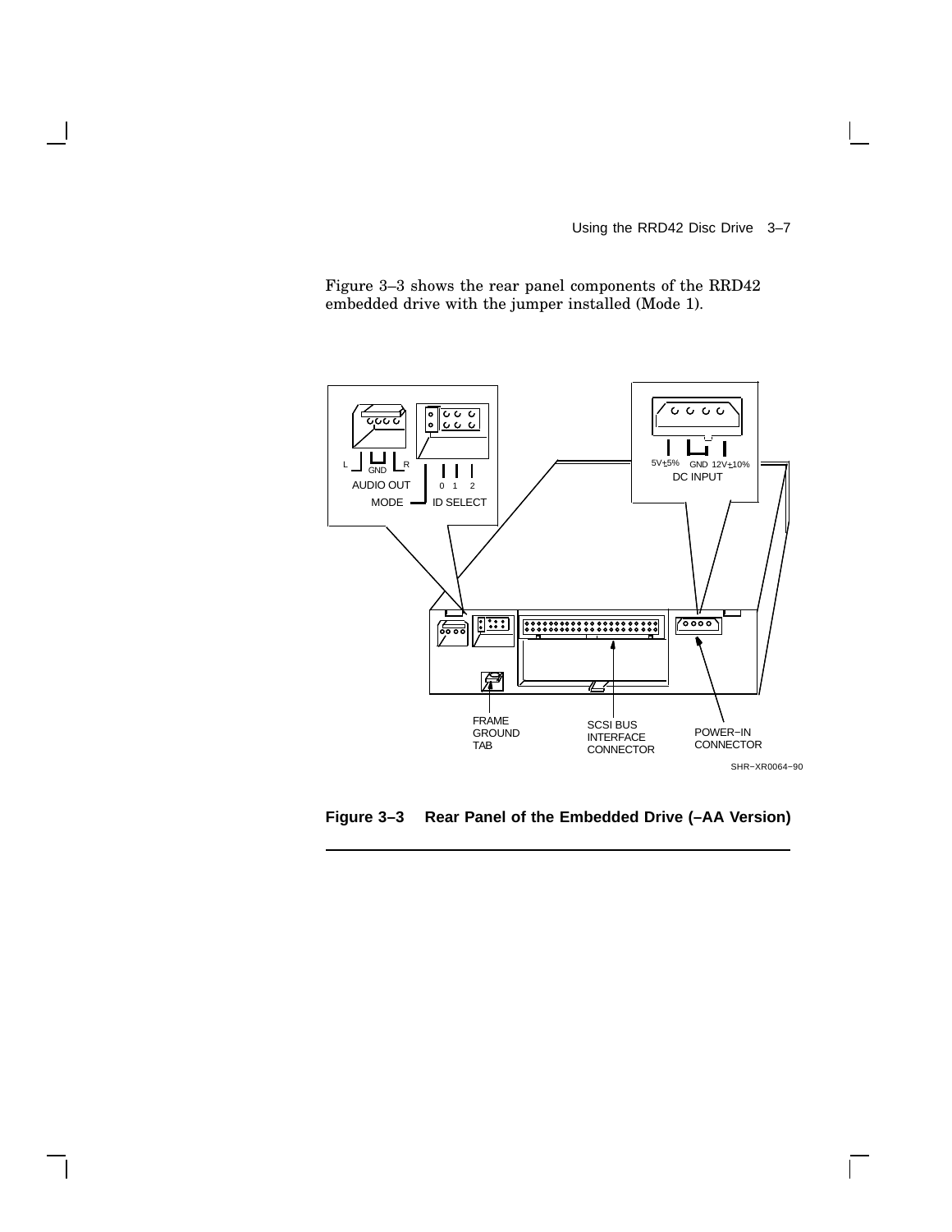Figure 3–3 shows the rear panel components of the RRD42 embedded drive with the jumper installed (Mode 1).

**Figure 3–3 Rear Panel of the Embedded Drive (–AA Version)**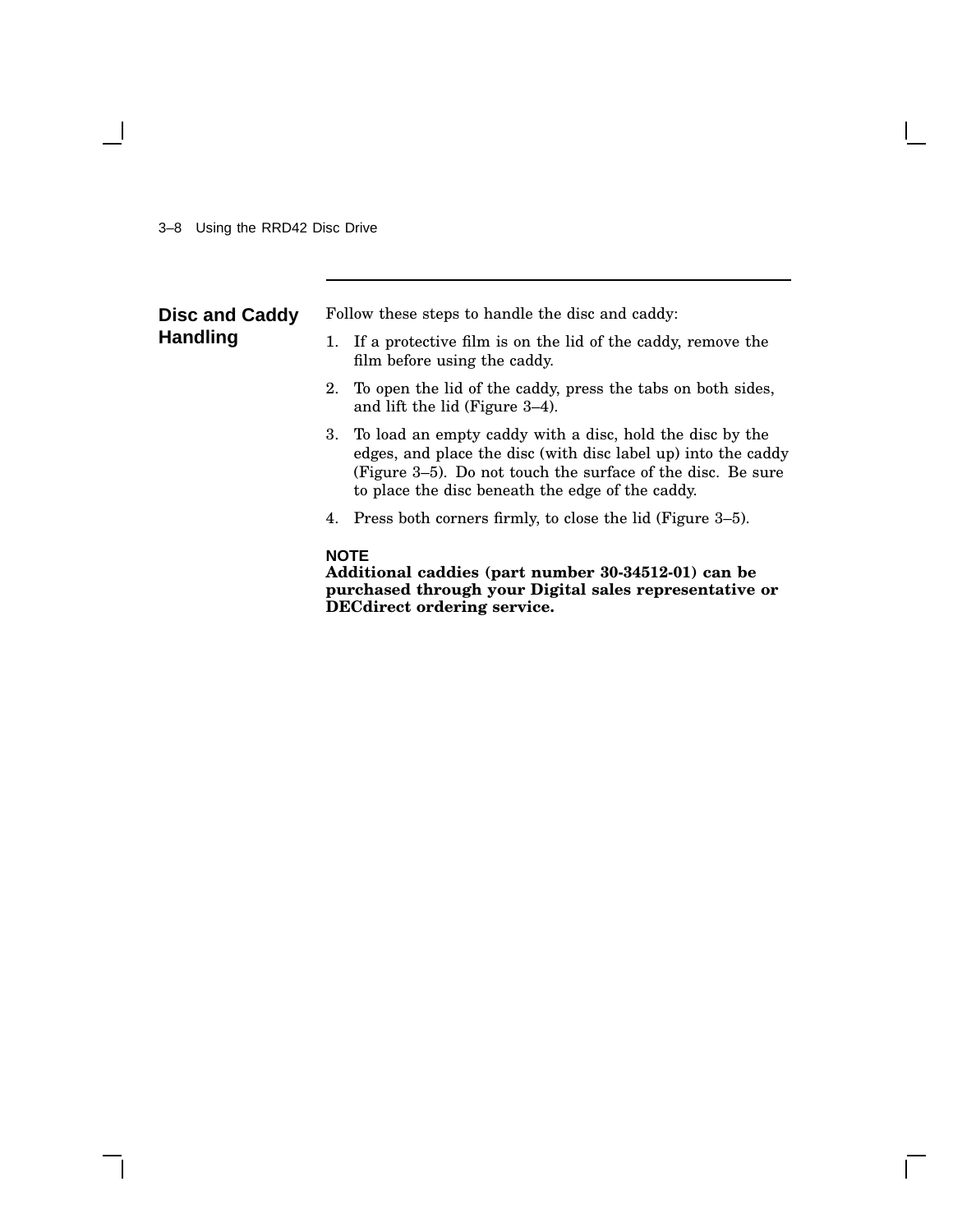## Disc and Caddy Handling

Follow these steps to handle the disc and caddy:

1. If a protective film is on the lid of the caddy, remove the film before using the caddy.
2. To open the lid of the caddy, press the tabs on both sides, and lift the lid (Figure 3–4).
3. To load an empty caddy with a disc, hold the disc by the edges, and place the disc (with disc label up) into the caddy (Figure 3–5). Do not touch the surface of the disc. Be sure to place the disc beneath the edge of the caddy.
4. Press both corners firmly, to close the lid (Figure 3–5).

**NOTE**
**Additional caddies (part number 30-34512-01) can be purchased through your Digital sales representative or DECdirect ordering service.**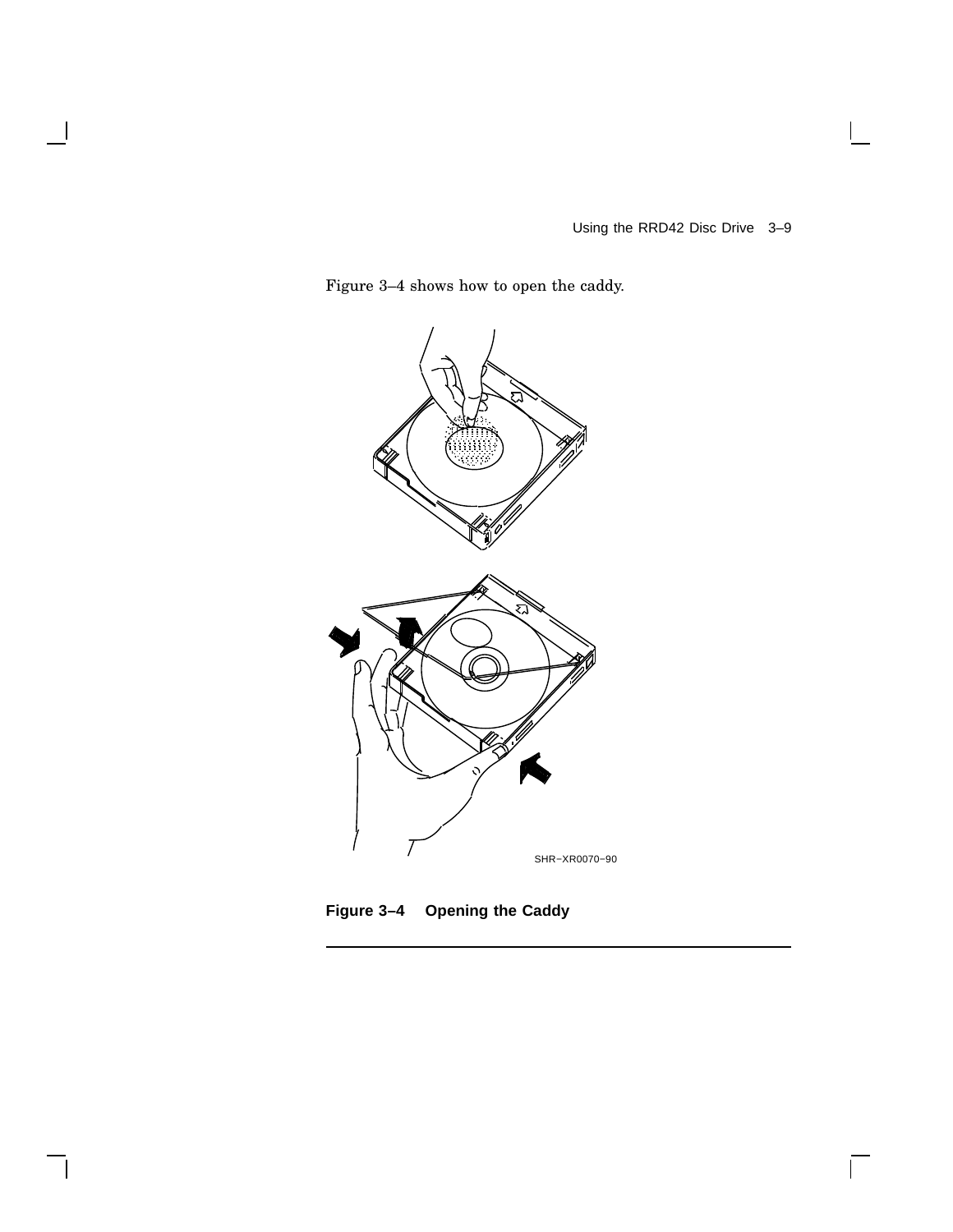Figure 3–4 shows how to open the caddy.

SHR–XR0070–90

**Figure 3–4 Opening the Caddy**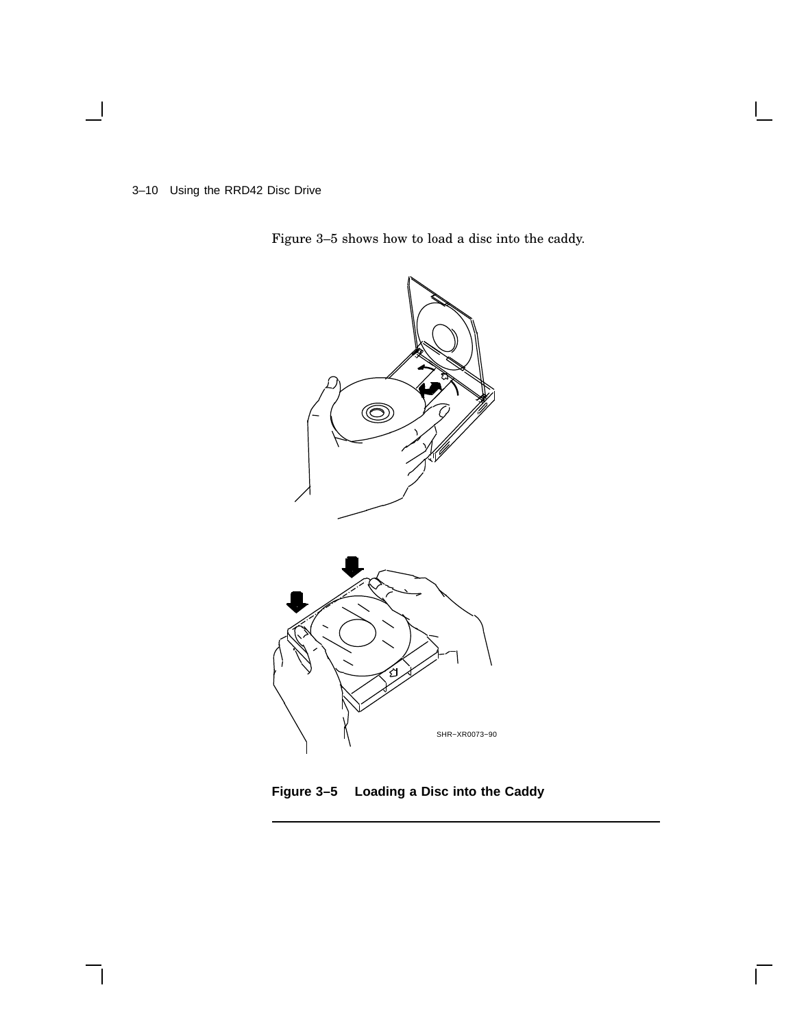Figure 3–5 shows how to load a disc into the caddy.

SHR–XR0073–90

**Figure 3–5 Loading a Disc into the Caddy**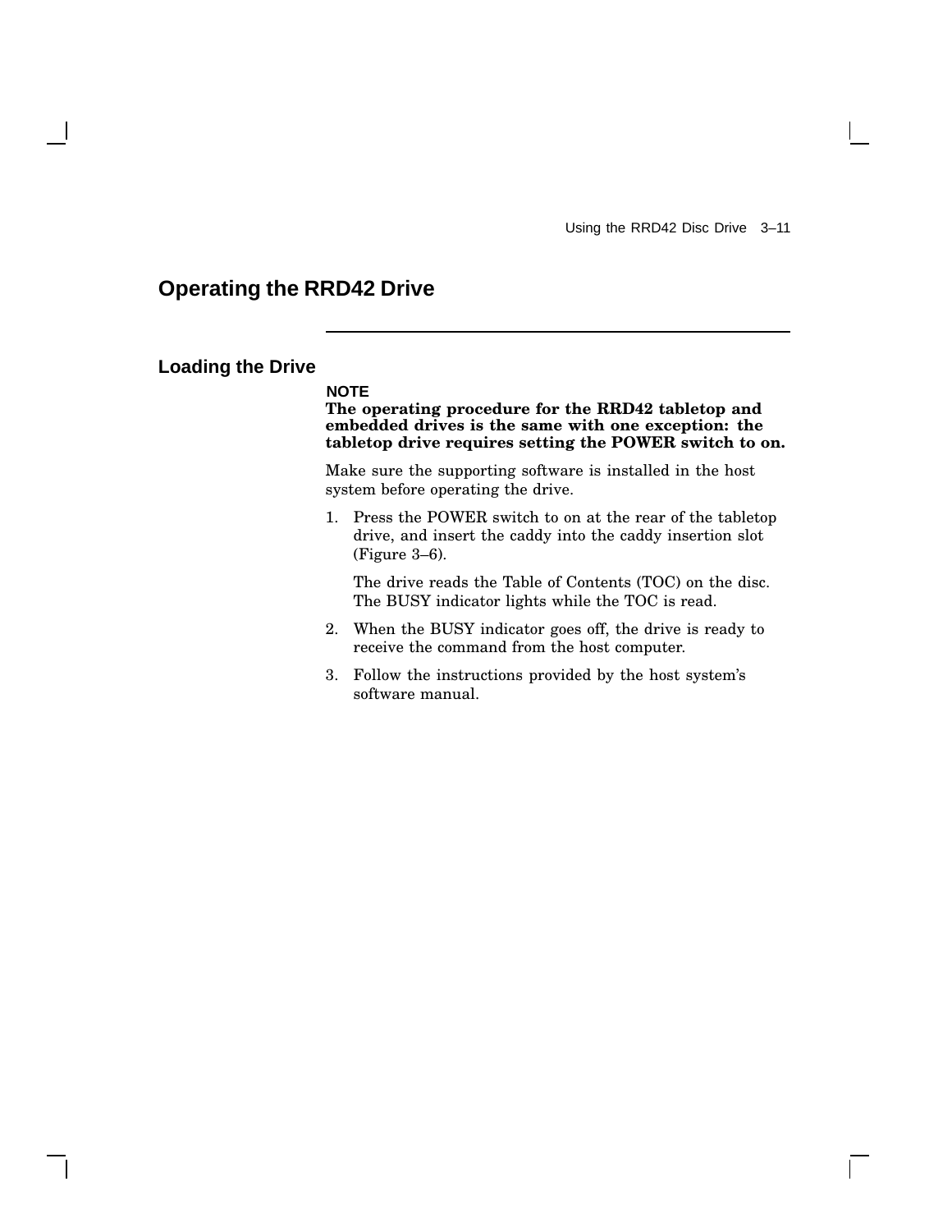## Operating the RRD42 Drive

### Loading the Drive

**NOTE**

**The operating procedure for the RRD42 tabletop and embedded drives is the same with one exception: the tabletop drive requires setting the POWER switch to on.**

Make sure the supporting software is installed in the host system before operating the drive.

1. Press the POWER switch to on at the rear of the tabletop drive, and insert the caddy into the caddy insertion slot (Figure 3–6).

   The drive reads the Table of Contents (TOC) on the disc. The BUSY indicator lights while the TOC is read.

2. When the BUSY indicator goes off, the drive is ready to receive the command from the host computer.
3. Follow the instructions provided by the host system's software manual.